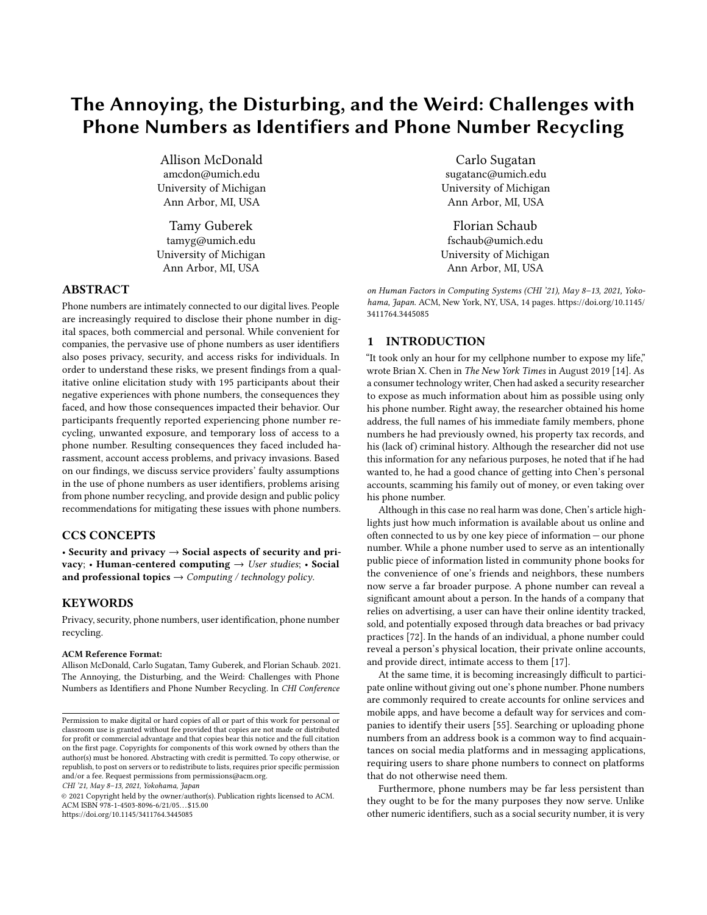# The Annoying, the Disturbing, and the Weird: Challenges with Phone Numbers as Identifiers and Phone Number Recycling

Allison McDonald
amcdon@umich.edu
University of Michigan
Ann Arbor, MI, USA

Carlo Sugatan
sugatanc@umich.edu
University of Michigan
Ann Arbor, MI, USA

Tamy Guberek
tamyg@umich.edu
University of Michigan
Ann Arbor, MI, USA

Florian Schaub
fschaub@umich.edu
University of Michigan
Ann Arbor, MI, USA

## ABSTRACT

Phone numbers are intimately connected to our digital lives. People are increasingly required to disclose their phone number in digital spaces, both commercial and personal. While convenient for companies, the pervasive use of phone numbers as user identifiers also poses privacy, security, and access risks for individuals. In order to understand these risks, we present findings from a qualitative online elicitation study with 195 participants about their negative experiences with phone numbers, the consequences they faced, and how those consequences impacted their behavior. Our participants frequently reported experiencing phone number recycling, unwanted exposure, and temporary loss of access to a phone number. Resulting consequences they faced included harassment, account access problems, and privacy invasions. Based on our findings, we discuss service providers' faulty assumptions in the use of phone numbers as user identifiers, problems arising from phone number recycling, and provide design and public policy recommendations for mitigating these issues with phone numbers.

## CCS CONCEPTS

• **Security and privacy** → **Social aspects of security and privacy**; • **Human-centered computing** → *User studies*; • **Social and professional topics** → *Computing / technology policy*.

## KEYWORDS

Privacy, security, phone numbers, user identification, phone number recycling.

**ACM Reference Format:**
Allison McDonald, Carlo Sugatan, Tamy Guberek, and Florian Schaub. 2021. The Annoying, the Disturbing, and the Weird: Challenges with Phone Numbers as Identifiers and Phone Number Recycling. In *CHI Conference on Human Factors in Computing Systems (CHI '21), May 8–13, 2021, Yokohama, Japan.* ACM, New York, NY, USA, 14 pages. https://doi.org/10.1145/3411764.3445085

Permission to make digital or hard copies of all or part of this work for personal or classroom use is granted without fee provided that copies are not made or distributed for profit or commercial advantage and that copies bear this notice and the full citation on the first page. Copyrights for components of this work owned by others than the author(s) must be honored. Abstracting with credit is permitted. To copy otherwise, or republish, to post on servers or to redistribute to lists, requires prior specific permission and/or a fee. Request permissions from permissions@acm.org.
*CHI '21, May 8–13, 2021, Yokohama, Japan*
© 2021 Copyright held by the owner/author(s). Publication rights licensed to ACM.
ACM ISBN 978-1-4503-8096-6/21/05...$15.00
https://doi.org/10.1145/3411764.3445085

## 1 INTRODUCTION

"It took only an hour for my cellphone number to expose my life," wrote Brian X. Chen in *The New York Times* in August 2019 [14]. As a consumer technology writer, Chen had asked a security researcher to expose as much information about him as possible using only his phone number. Right away, the researcher obtained his home address, the full names of his immediate family members, phone numbers he had previously owned, his property tax records, and his (lack of) criminal history. Although the researcher did not use this information for any nefarious purposes, he noted that if he had wanted to, he had a good chance of getting into Chen's personal accounts, scamming his family out of money, or even taking over his phone number.

Although in this case no real harm was done, Chen's article highlights just how much information is available about us online and often connected to us by one key piece of information — our phone number. While a phone number used to serve as an intentionally public piece of information listed in community phone books for the convenience of one's friends and neighbors, these numbers now serve a far broader purpose. A phone number can reveal a significant amount about a person. In the hands of a company that relies on advertising, a user can have their online identity tracked, sold, and potentially exposed through data breaches or bad privacy practices [72]. In the hands of an individual, a phone number could reveal a person's physical location, their private online accounts, and provide direct, intimate access to them [17].

At the same time, it is becoming increasingly difficult to participate online without giving out one's phone number. Phone numbers are commonly required to create accounts for online services and mobile apps, and have become a default way for services and companies to identify their users [55]. Searching or uploading phone numbers from an address book is a common way to find acquaintances on social media platforms and in messaging applications, requiring users to share phone numbers to connect on platforms that do not otherwise need them.

Furthermore, phone numbers may be far less persistent than they ought to be for the many purposes they now serve. Unlike other numeric identifiers, such as a social security number, it is very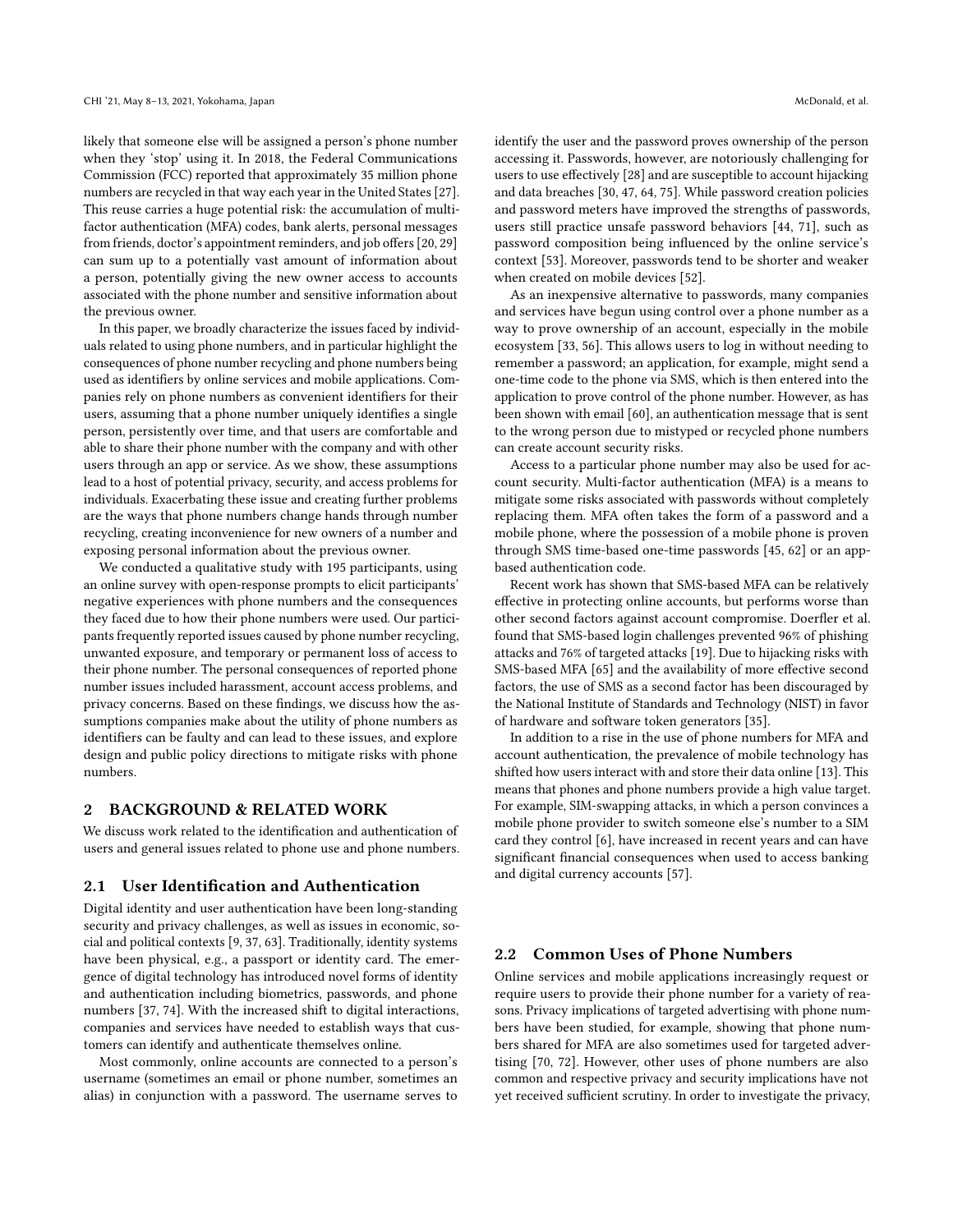likely that someone else will be assigned a person's phone number when they 'stop' using it. In 2018, the Federal Communications Commission (FCC) reported that approximately 35 million phone numbers are recycled in that way each year in the United States [27]. This reuse carries a huge potential risk: the accumulation of multi-factor authentication (MFA) codes, bank alerts, personal messages from friends, doctor's appointment reminders, and job offers [20, 29] can sum up to a potentially vast amount of information about a person, potentially giving the new owner access to accounts associated with the phone number and sensitive information about the previous owner.

In this paper, we broadly characterize the issues faced by individuals related to using phone numbers, and in particular highlight the consequences of phone number recycling and phone numbers being used as identifiers by online services and mobile applications. Companies rely on phone numbers as convenient identifiers for their users, assuming that a phone number uniquely identifies a single person, persistently over time, and that users are comfortable and able to share their phone number with the company and with other users through an app or service. As we show, these assumptions lead to a host of potential privacy, security, and access problems for individuals. Exacerbating these issue and creating further problems are the ways that phone numbers change hands through number recycling, creating inconvenience for new owners of a number and exposing personal information about the previous owner.

We conducted a qualitative study with 195 participants, using an online survey with open-response prompts to elicit participants' negative experiences with phone numbers and the consequences they faced due to how their phone numbers were used. Our participants frequently reported issues caused by phone number recycling, unwanted exposure, and temporary or permanent loss of access to their phone number. The personal consequences of reported phone number issues included harassment, account access problems, and privacy concerns. Based on these findings, we discuss how the assumptions companies make about the utility of phone numbers as identifiers can be faulty and can lead to these issues, and explore design and public policy directions to mitigate risks with phone numbers.

## 2 BACKGROUND & RELATED WORK

We discuss work related to the identification and authentication of users and general issues related to phone use and phone numbers.

### 2.1 User Identification and Authentication

Digital identity and user authentication have been long-standing security and privacy challenges, as well as issues in economic, social and political contexts [9, 37, 63]. Traditionally, identity systems have been physical, e.g., a passport or identity card. The emergence of digital technology has introduced novel forms of identity and authentication including biometrics, passwords, and phone numbers [37, 74]. With the increased shift to digital interactions, companies and services have needed to establish ways that customers can identify and authenticate themselves online.

Most commonly, online accounts are connected to a person's username (sometimes an email or phone number, sometimes an alias) in conjunction with a password. The username serves to identify the user and the password proves ownership of the person accessing it. Passwords, however, are notoriously challenging for users to use effectively [28] and are susceptible to account hijacking and data breaches [30, 47, 64, 75]. While password creation policies and password meters have improved the strengths of passwords, users still practice unsafe password behaviors [44, 71], such as password composition being influenced by the online service's context [53]. Moreover, passwords tend to be shorter and weaker when created on mobile devices [52].

As an inexpensive alternative to passwords, many companies and services have begun using control over a phone number as a way to prove ownership of an account, especially in the mobile ecosystem [33, 56]. This allows users to log in without needing to remember a password; an application, for example, might send a one-time code to the phone via SMS, which is then entered into the application to prove control of the phone number. However, as has been shown with email [60], an authentication message that is sent to the wrong person due to mistyped or recycled phone numbers can create account security risks.

Access to a particular phone number may also be used for account security. Multi-factor authentication (MFA) is a means to mitigate some risks associated with passwords without completely replacing them. MFA often takes the form of a password and a mobile phone, where the possession of a mobile phone is proven through SMS time-based one-time passwords [45, 62] or an app-based authentication code.

Recent work has shown that SMS-based MFA can be relatively effective in protecting online accounts, but performs worse than other second factors against account compromise. Doerfler et al. found that SMS-based login challenges prevented 96% of phishing attacks and 76% of targeted attacks [19]. Due to hijacking risks with SMS-based MFA [65] and the availability of more effective second factors, the use of SMS as a second factor has been discouraged by the National Institute of Standards and Technology (NIST) in favor of hardware and software token generators [35].

In addition to a rise in the use of phone numbers for MFA and account authentication, the prevalence of mobile technology has shifted how users interact with and store their data online [13]. This means that phones and phone numbers provide a high value target. For example, SIM-swapping attacks, in which a person convinces a mobile phone provider to switch someone else's number to a SIM card they control [6], have increased in recent years and can have significant financial consequences when used to access banking and digital currency accounts [57].

### 2.2 Common Uses of Phone Numbers

Online services and mobile applications increasingly request or require users to provide their phone number for a variety of reasons. Privacy implications of targeted advertising with phone numbers have been studied, for example, showing that phone numbers shared for MFA are also sometimes used for targeted advertising [70, 72]. However, other uses of phone numbers are also common and respective privacy and security implications have not yet received sufficient scrutiny. In order to investigate the privacy,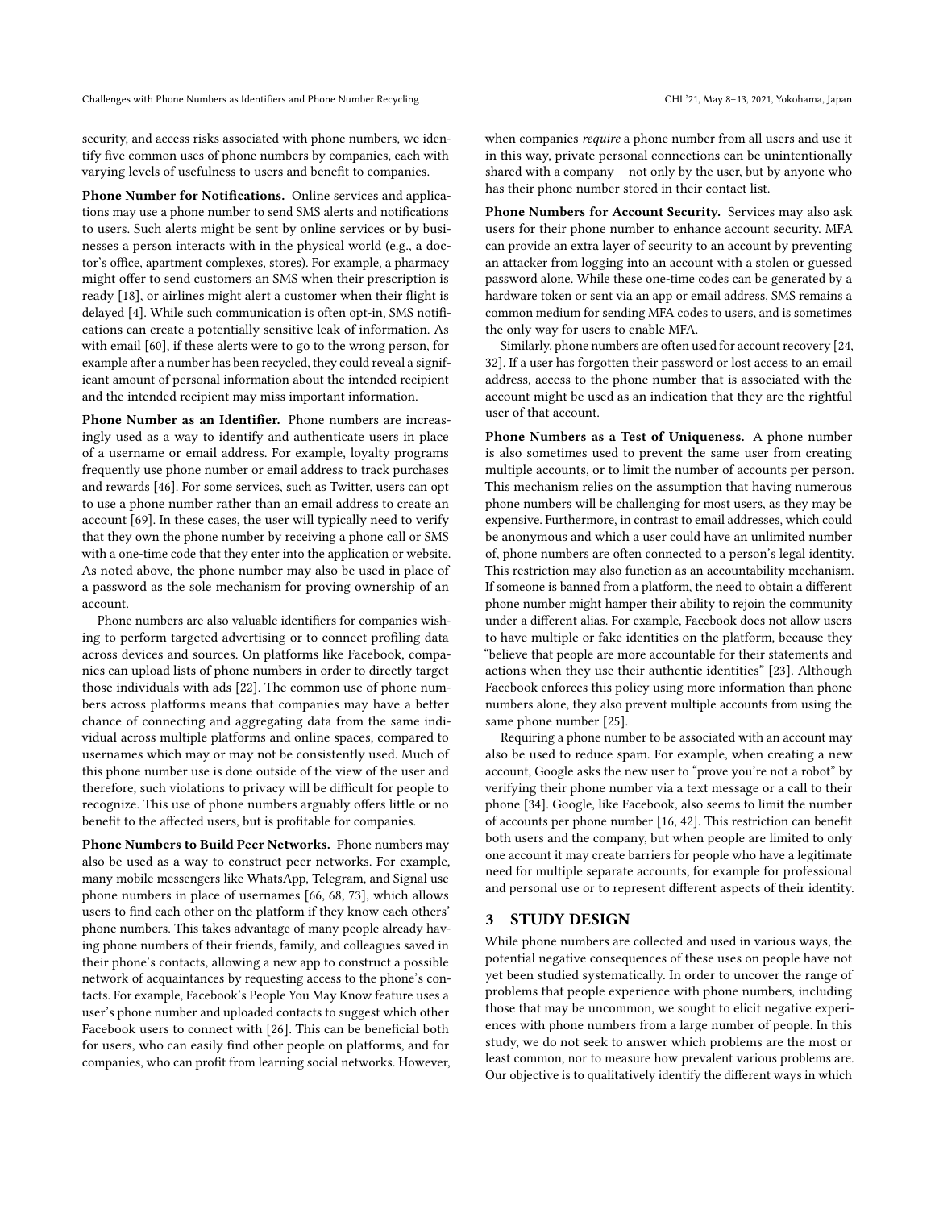security, and access risks associated with phone numbers, we identify five common uses of phone numbers by companies, each with varying levels of usefulness to users and benefit to companies.

**Phone Number for Notifications.** Online services and applications may use a phone number to send SMS alerts and notifications to users. Such alerts might be sent by online services or by businesses a person interacts with in the physical world (e.g., a doctor's office, apartment complexes, stores). For example, a pharmacy might offer to send customers an SMS when their prescription is ready [18], or airlines might alert a customer when their flight is delayed [4]. While such communication is often opt-in, SMS notifications can create a potentially sensitive leak of information. As with email [60], if these alerts were to go to the wrong person, for example after a number has been recycled, they could reveal a significant amount of personal information about the intended recipient and the intended recipient may miss important information.

**Phone Number as an Identifier.** Phone numbers are increasingly used as a way to identify and authenticate users in place of a username or email address. For example, loyalty programs frequently use phone number or email address to track purchases and rewards [46]. For some services, such as Twitter, users can opt to use a phone number rather than an email address to create an account [69]. In these cases, the user will typically need to verify that they own the phone number by receiving a phone call or SMS with a one-time code that they enter into the application or website. As noted above, the phone number may also be used in place of a password as the sole mechanism for proving ownership of an account.

Phone numbers are also valuable identifiers for companies wishing to perform targeted advertising or to connect profiling data across devices and sources. On platforms like Facebook, companies can upload lists of phone numbers in order to directly target those individuals with ads [22]. The common use of phone numbers across platforms means that companies may have a better chance of connecting and aggregating data from the same individual across multiple platforms and online spaces, compared to usernames which may or may not be consistently used. Much of this phone number use is done outside of the view of the user and therefore, such violations to privacy will be difficult for people to recognize. This use of phone numbers arguably offers little or no benefit to the affected users, but is profitable for companies.

**Phone Numbers to Build Peer Networks.** Phone numbers may also be used as a way to construct peer networks. For example, many mobile messengers like WhatsApp, Telegram, and Signal use phone numbers in place of usernames [66, 68, 73], which allows users to find each other on the platform if they know each others' phone numbers. This takes advantage of many people already having phone numbers of their friends, family, and colleagues saved in their phone's contacts, allowing a new app to construct a possible network of acquaintances by requesting access to the phone's contacts. For example, Facebook's People You May Know feature uses a user's phone number and uploaded contacts to suggest which other Facebook users to connect with [26]. This can be beneficial both for users, who can easily find other people on platforms, and for companies, who can profit from learning social networks. However, when companies *require* a phone number from all users and use it in this way, private personal connections can be unintentionally shared with a company — not only by the user, but by anyone who has their phone number stored in their contact list.

**Phone Numbers for Account Security.** Services may also ask users for their phone number to enhance account security. MFA can provide an extra layer of security to an account by preventing an attacker from logging into an account with a stolen or guessed password alone. While these one-time codes can be generated by a hardware token or sent via an app or email address, SMS remains a common medium for sending MFA codes to users, and is sometimes the only way for users to enable MFA.

Similarly, phone numbers are often used for account recovery [24, 32]. If a user has forgotten their password or lost access to an email address, access to the phone number that is associated with the account might be used as an indication that they are the rightful user of that account.

**Phone Numbers as a Test of Uniqueness.** A phone number is also sometimes used to prevent the same user from creating multiple accounts, or to limit the number of accounts per person. This mechanism relies on the assumption that having numerous phone numbers will be challenging for most users, as they may be expensive. Furthermore, in contrast to email addresses, which could be anonymous and which a user could have an unlimited number of, phone numbers are often connected to a person's legal identity. This restriction may also function as an accountability mechanism. If someone is banned from a platform, the need to obtain a different phone number might hamper their ability to rejoin the community under a different alias. For example, Facebook does not allow users to have multiple or fake identities on the platform, because they "believe that people are more accountable for their statements and actions when they use their authentic identities" [23]. Although Facebook enforces this policy using more information than phone numbers alone, they also prevent multiple accounts from using the same phone number [25].

Requiring a phone number to be associated with an account may also be used to reduce spam. For example, when creating a new account, Google asks the new user to "prove you're not a robot" by verifying their phone number via a text message or a call to their phone [34]. Google, like Facebook, also seems to limit the number of accounts per phone number [16, 42]. This restriction can benefit both users and the company, but when people are limited to only one account it may create barriers for people who have a legitimate need for multiple separate accounts, for example for professional and personal use or to represent different aspects of their identity.

## 3 STUDY DESIGN

While phone numbers are collected and used in various ways, the potential negative consequences of these uses on people have not yet been studied systematically. In order to uncover the range of problems that people experience with phone numbers, including those that may be uncommon, we sought to elicit negative experiences with phone numbers from a large number of people. In this study, we do not seek to answer which problems are the most or least common, nor to measure how prevalent various problems are. Our objective is to qualitatively identify the different ways in which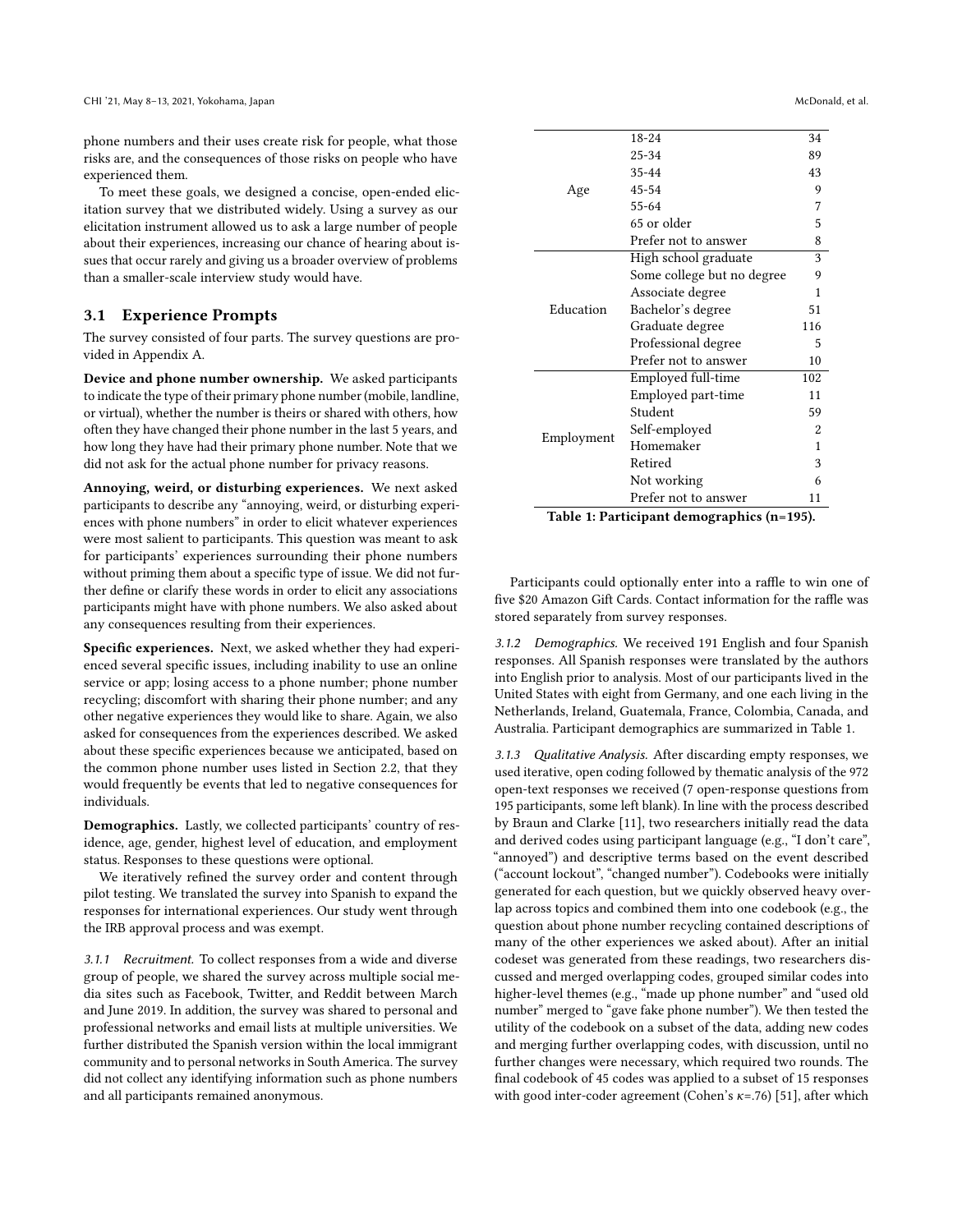phone numbers and their uses create risk for people, what those risks are, and the consequences of those risks on people who have experienced them.

To meet these goals, we designed a concise, open-ended elicitation survey that we distributed widely. Using a survey as our elicitation instrument allowed us to ask a large number of people about their experiences, increasing our chance of hearing about issues that occur rarely and giving us a broader overview of problems than a smaller-scale interview study would have.

## 3.1 Experience Prompts

The survey consisted of four parts. The survey questions are provided in Appendix A.

**Device and phone number ownership.** We asked participants to indicate the type of their primary phone number (mobile, landline, or virtual), whether the number is theirs or shared with others, how often they have changed their phone number in the last 5 years, and how long they have had their primary phone number. Note that we did not ask for the actual phone number for privacy reasons.

**Annoying, weird, or disturbing experiences.** We next asked participants to describe any "annoying, weird, or disturbing experiences with phone numbers" in order to elicit whatever experiences were most salient to participants. This question was meant to ask for participants' experiences surrounding their phone numbers without priming them about a specific type of issue. We did not further define or clarify these words in order to elicit any associations participants might have with phone numbers. We also asked about any consequences resulting from their experiences.

**Specific experiences.** Next, we asked whether they had experienced several specific issues, including inability to use an online service or app; losing access to a phone number; phone number recycling; discomfort with sharing their phone number; and any other negative experiences they would like to share. Again, we also asked for consequences from the experiences described. We asked about these specific experiences because we anticipated, based on the common phone number uses listed in Section 2.2, that they would frequently be events that led to negative consequences for individuals.

**Demographics.** Lastly, we collected participants' country of residence, age, gender, highest level of education, and employment status. Responses to these questions were optional.

We iteratively refined the survey order and content through pilot testing. We translated the survey into Spanish to expand the responses for international experiences. Our study went through the IRB approval process and was exempt.

*3.1.1 Recruitment.* To collect responses from a wide and diverse group of people, we shared the survey across multiple social media sites such as Facebook, Twitter, and Reddit between March and June 2019. In addition, the survey was shared to personal and professional networks and email lists at multiple universities. We further distributed the Spanish version within the local immigrant community and to personal networks in South America. The survey did not collect any identifying information such as phone numbers and all participants remained anonymous.

| | | |
|---|---|---|
| Age | 18-24 | 34 |
| | 25-34 | 89 |
| | 35-44 | 43 |
| | 45-54 | 9 |
| | 55-64 | 7 |
| | 65 or older | 5 |
| | Prefer not to answer | 8 |
| Education | High school graduate | 3 |
| | Some college but no degree | 9 |
| | Associate degree | 1 |
| | Bachelor's degree | 51 |
| | Graduate degree | 116 |
| | Professional degree | 5 |
| | Prefer not to answer | 10 |
| Employment | Employed full-time | 102 |
| | Employed part-time | 11 |
| | Student | 59 |
| | Self-employed | 2 |
| | Homemaker | 1 |
| | Retired | 3 |
| | Not working | 6 |
| | Prefer not to answer | 11 |

**Table 1: Participant demographics (n=195).**

Participants could optionally enter into a raffle to win one of five $20 Amazon Gift Cards. Contact information for the raffle was stored separately from survey responses.

*3.1.2 Demographics.* We received 191 English and four Spanish responses. All Spanish responses were translated by the authors into English prior to analysis. Most of our participants lived in the United States with eight from Germany, and one each living in the Netherlands, Ireland, Guatemala, France, Colombia, Canada, and Australia. Participant demographics are summarized in Table 1.

*3.1.3 Qualitative Analysis.* After discarding empty responses, we used iterative, open coding followed by thematic analysis of the 972 open-text responses we received (7 open-response questions from 195 participants, some left blank). In line with the process described by Braun and Clarke [11], two researchers initially read the data and derived codes using participant language (e.g., "I don't care", "annoyed") and descriptive terms based on the event described ("account lockout", "changed number"). Codebooks were initially generated for each question, but we quickly observed heavy overlap across topics and combined them into one codebook (e.g., the question about phone number recycling contained descriptions of many of the other experiences we asked about). After an initial codeset was generated from these readings, two researchers discussed and merged overlapping codes, grouped similar codes into higher-level themes (e.g., "made up phone number" and "used old number" merged to "gave fake phone number"). We then tested the utility of the codebook on a subset of the data, adding new codes and merging further overlapping codes, with discussion, until no further changes were necessary, which required two rounds. The final codebook of 45 codes was applied to a subset of 15 responses with good inter-coder agreement (Cohen's $\kappa$=.76) [51], after which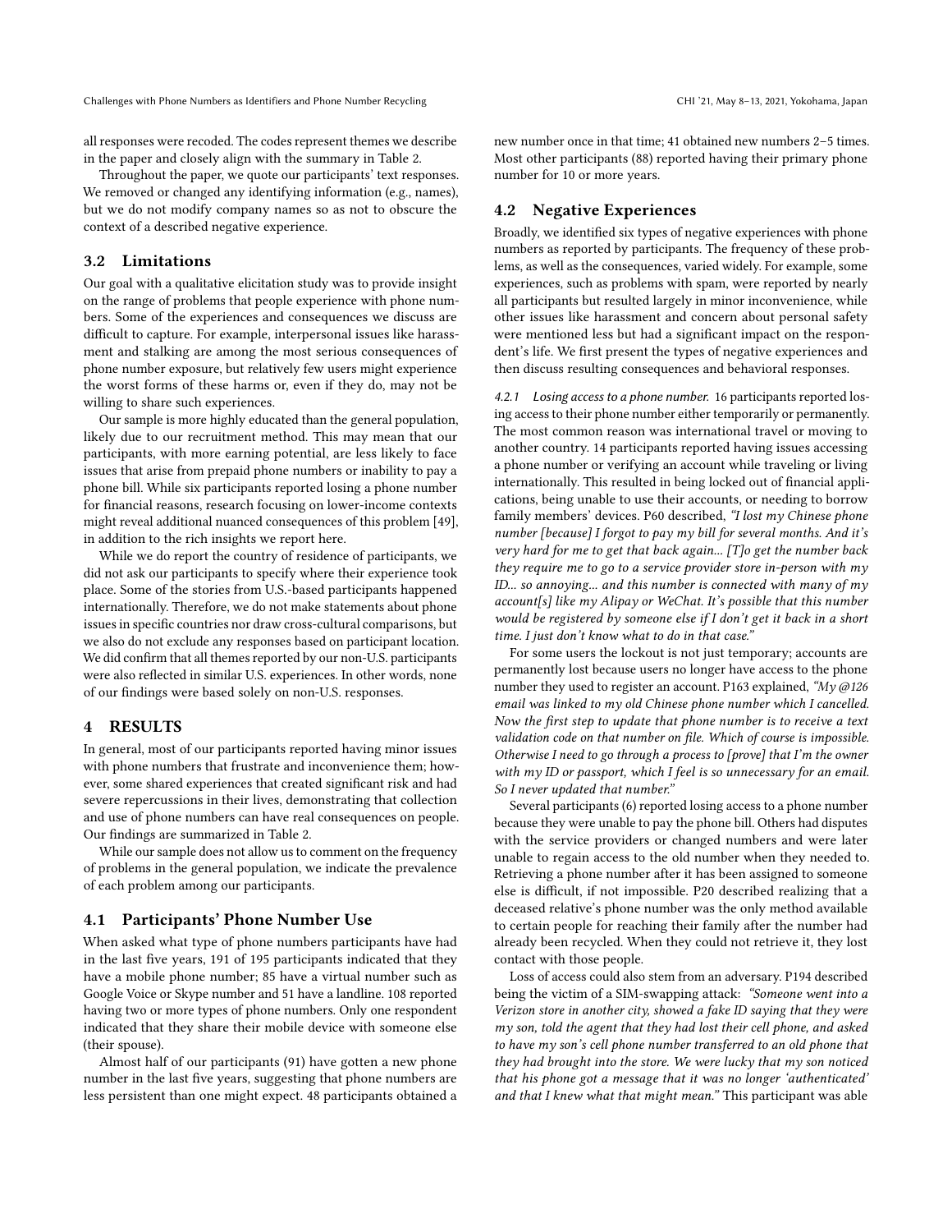all responses were recoded. The codes represent themes we describe in the paper and closely align with the summary in Table 2.

Throughout the paper, we quote our participants' text responses. We removed or changed any identifying information (e.g., names), but we do not modify company names so as not to obscure the context of a described negative experience.

## 3.2 Limitations

Our goal with a qualitative elicitation study was to provide insight on the range of problems that people experience with phone numbers. Some of the experiences and consequences we discuss are difficult to capture. For example, interpersonal issues like harassment and stalking are among the most serious consequences of phone number exposure, but relatively few users might experience the worst forms of these harms or, even if they do, may not be willing to share such experiences.

Our sample is more highly educated than the general population, likely due to our recruitment method. This may mean that our participants, with more earning potential, are less likely to face issues that arise from prepaid phone numbers or inability to pay a phone bill. While six participants reported losing a phone number for financial reasons, research focusing on lower-income contexts might reveal additional nuanced consequences of this problem [49], in addition to the rich insights we report here.

While we do report the country of residence of participants, we did not ask our participants to specify where their experience took place. Some of the stories from U.S.-based participants happened internationally. Therefore, we do not make statements about phone issues in specific countries nor draw cross-cultural comparisons, but we also do not exclude any responses based on participant location. We did confirm that all themes reported by our non-U.S. participants were also reflected in similar U.S. experiences. In other words, none of our findings were based solely on non-U.S. responses.

# 4 RESULTS

In general, most of our participants reported having minor issues with phone numbers that frustrate and inconvenience them; however, some shared experiences that created significant risk and had severe repercussions in their lives, demonstrating that collection and use of phone numbers can have real consequences on people. Our findings are summarized in Table 2.

While our sample does not allow us to comment on the frequency of problems in the general population, we indicate the prevalence of each problem among our participants.

## 4.1 Participants' Phone Number Use

When asked what type of phone numbers participants have had in the last five years, 191 of 195 participants indicated that they have a mobile phone number; 85 have a virtual number such as Google Voice or Skype number and 51 have a landline. 108 reported having two or more types of phone numbers. Only one respondent indicated that they share their mobile device with someone else (their spouse).

Almost half of our participants (91) have gotten a new phone number in the last five years, suggesting that phone numbers are less persistent than one might expect. 48 participants obtained a new number once in that time; 41 obtained new numbers 2–5 times. Most other participants (88) reported having their primary phone number for 10 or more years.

## 4.2 Negative Experiences

Broadly, we identified six types of negative experiences with phone numbers as reported by participants. The frequency of these problems, as well as the consequences, varied widely. For example, some experiences, such as problems with spam, were reported by nearly all participants but resulted largely in minor inconvenience, while other issues like harassment and concern about personal safety were mentioned less but had a significant impact on the respondent's life. We first present the types of negative experiences and then discuss resulting consequences and behavioral responses.

### 4.2.1 Losing access to a phone number.

16 participants reported losing access to their phone number either temporarily or permanently. The most common reason was international travel or moving to another country. 14 participants reported having issues accessing a phone number or verifying an account while traveling or living internationally. This resulted in being locked out of financial applications, being unable to use their accounts, or needing to borrow family members' devices. P60 described, *"I lost my Chinese phone number [because] I forgot to pay my bill for several months. And it's very hard for me to get that back again... [T]o get the number back they require me to go to a service provider store in-person with my ID... so annoying... and this number is connected with many of my account[s] like my Alipay or WeChat. It's possible that this number would be registered by someone else if I don't get it back in a short time. I just don't know what to do in that case."*

For some users the lockout is not just temporary; accounts are permanently lost because users no longer have access to the phone number they used to register an account. P163 explained, *"My @126 email was linked to my old Chinese phone number which I cancelled. Now the first step to update that phone number is to receive a text validation code on that number on file. Which of course is impossible. Otherwise I need to go through a process to [prove] that I'm the owner with my ID or passport, which I feel is so unnecessary for an email. So I never updated that number."*

Several participants (6) reported losing access to a phone number because they were unable to pay the phone bill. Others had disputes with the service providers or changed numbers and were later unable to regain access to the old number when they needed to. Retrieving a phone number after it has been assigned to someone else is difficult, if not impossible. P20 described realizing that a deceased relative's phone number was the only method available to certain people for reaching their family after the number had already been recycled. When they could not retrieve it, they lost contact with those people.

Loss of access could also stem from an adversary. P194 described being the victim of a SIM-swapping attack: *"Someone went into a Verizon store in another city, showed a fake ID saying that they were my son, told the agent that they had lost their cell phone, and asked to have my son's cell phone number transferred to an old phone that they had brought into the store. We were lucky that my son noticed that his phone got a message that it was no longer 'authenticated' and that I knew what that might mean."* This participant was able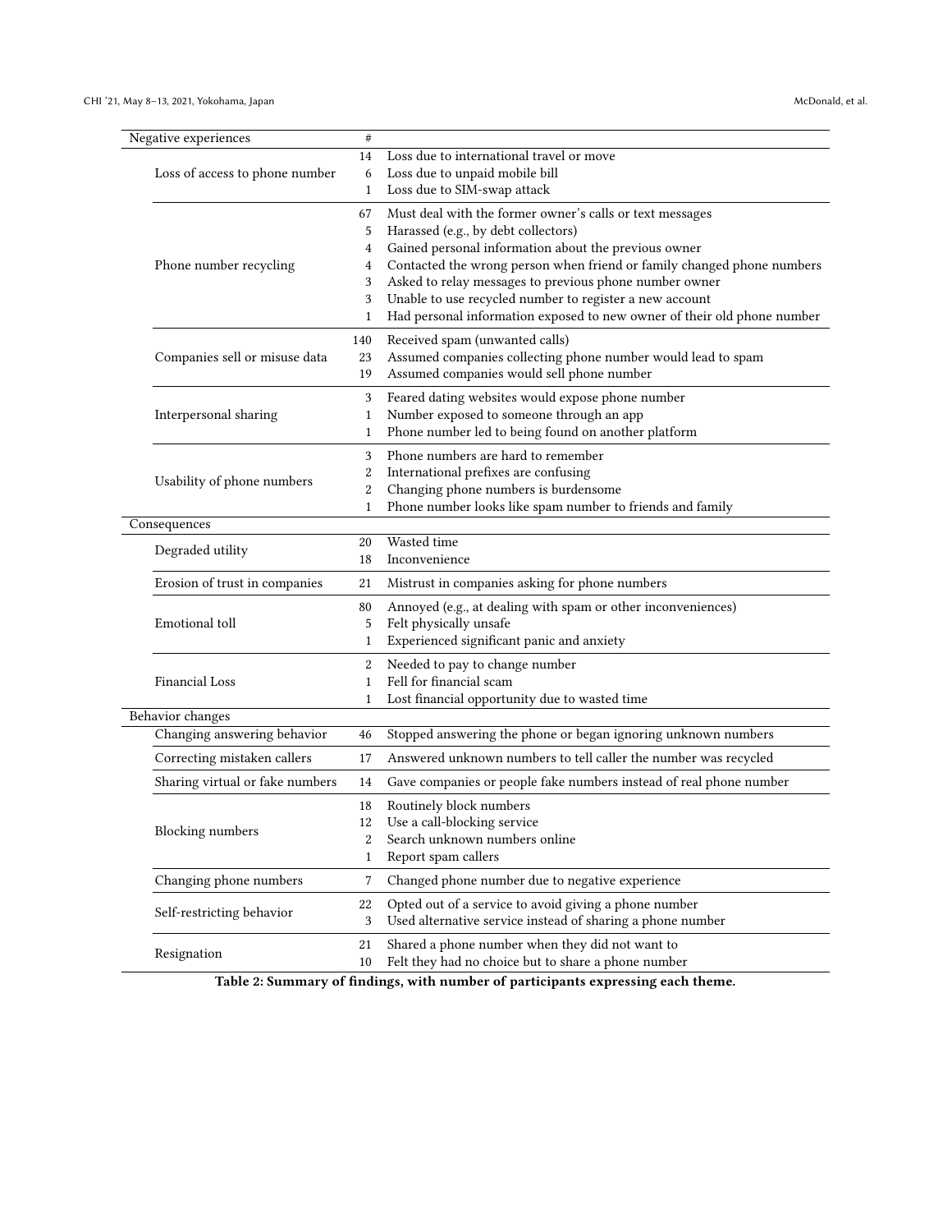| Negative experiences | # | |
|---|---|---|
| Loss of access to phone number | 14 | Loss due to international travel or move |
| | 6 | Loss due to unpaid mobile bill |
| | 1 | Loss due to SIM-swap attack |
| Phone number recycling | 67 | Must deal with the former owner's calls or text messages |
| | 5 | Harassed (e.g., by debt collectors) |
| | 4 | Gained personal information about the previous owner |
| | 4 | Contacted the wrong person when friend or family changed phone numbers |
| | 3 | Asked to relay messages to previous phone number owner |
| | 3 | Unable to use recycled number to register a new account |
| | 1 | Had personal information exposed to new owner of their old phone number |
| Companies sell or misuse data | 140 | Received spam (unwanted calls) |
| | 23 | Assumed companies collecting phone number would lead to spam |
| | 19 | Assumed companies would sell phone number |
| Interpersonal sharing | 3 | Feared dating websites would expose phone number |
| | 1 | Number exposed to someone through an app |
| | 1 | Phone number led to being found on another platform |
| Usability of phone numbers | 3 | Phone numbers are hard to remember |
| | 2 | International prefixes are confusing |
| | 2 | Changing phone numbers is burdensome |
| | 1 | Phone number looks like spam number to friends and family |
| **Consequences** | | |
| Degraded utility | 20 | Wasted time |
| | 18 | Inconvenience |
| Erosion of trust in companies | 21 | Mistrust in companies asking for phone numbers |
| Emotional toll | 80 | Annoyed (e.g., at dealing with spam or other inconveniences) |
| | 5 | Felt physically unsafe |
| | 1 | Experienced significant panic and anxiety |
| Financial Loss | 2 | Needed to pay to change number |
| | 1 | Fell for financial scam |
| | 1 | Lost financial opportunity due to wasted time |
| **Behavior changes** | | |
| Changing answering behavior | 46 | Stopped answering the phone or began ignoring unknown numbers |
| Correcting mistaken callers | 17 | Answered unknown numbers to tell caller the number was recycled |
| Sharing virtual or fake numbers | 14 | Gave companies or people fake numbers instead of real phone number |
| Blocking numbers | 18 | Routinely block numbers |
| | 12 | Use a call-blocking service |
| | 2 | Search unknown numbers online |
| | 1 | Report spam callers |
| Changing phone numbers | 7 | Changed phone number due to negative experience |
| Self-restricting behavior | 22 | Opted out of a service to avoid giving a phone number |
| | 3 | Used alternative service instead of sharing a phone number |
| Resignation | 21 | Shared a phone number when they did not want to |
| | 10 | Felt they had no choice but to share a phone number |

**Table 2: Summary of findings, with number of participants expressing each theme.**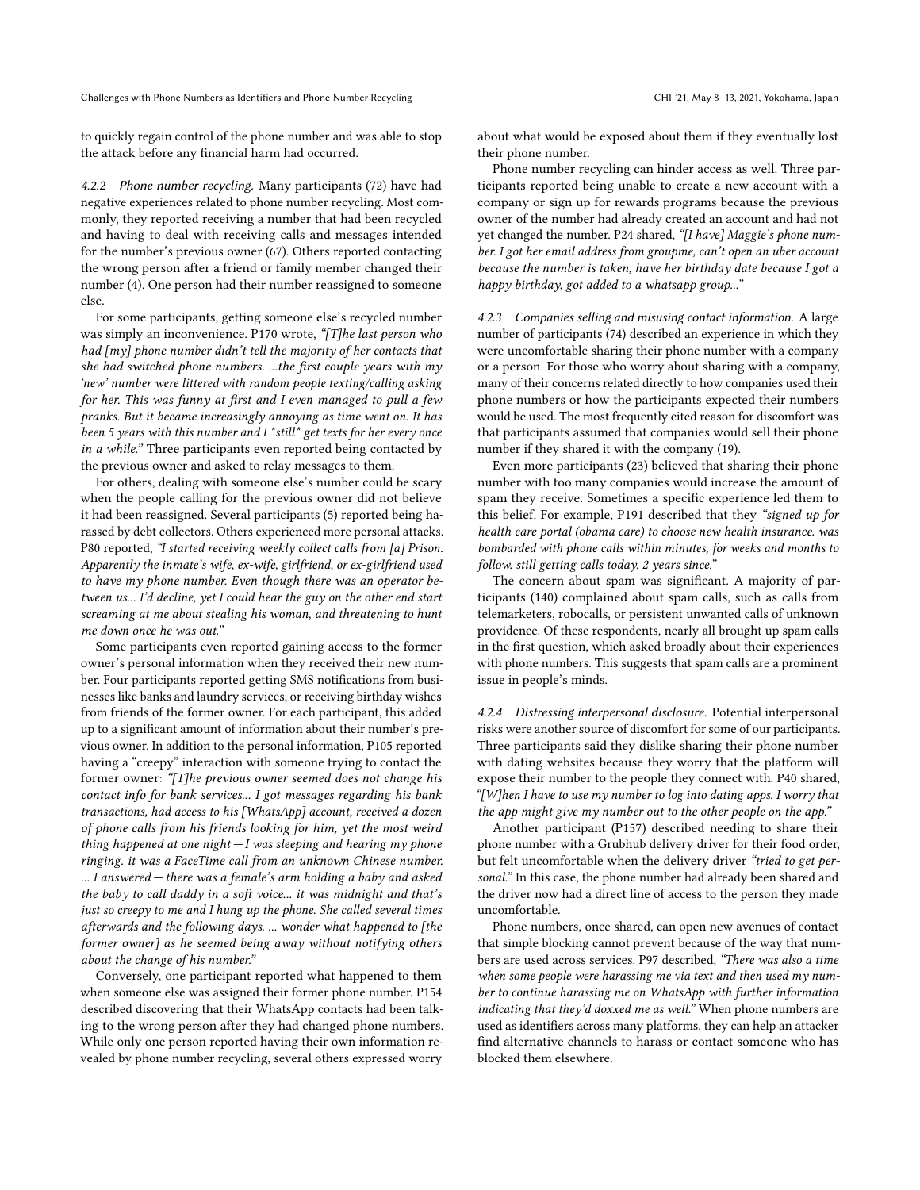to quickly regain control of the phone number and was able to stop the attack before any financial harm had occurred.

#### 4.2.2 Phone number recycling.

Many participants (72) have had negative experiences related to phone number recycling. Most commonly, they reported receiving a number that had been recycled and having to deal with receiving calls and messages intended for the number's previous owner (67). Others reported contacting the wrong person after a friend or family member changed their number (4). One person had their number reassigned to someone else.

For some participants, getting someone else's recycled number was simply an inconvenience. P170 wrote, *"[T]he last person who had [my] phone number didn't tell the majority of her contacts that she had switched phone numbers. ...the first couple years with my 'new' number were littered with random people texting/calling asking for her. This was funny at first and I even managed to pull a few pranks. But it became increasingly annoying as time went on. It has been 5 years with this number and I \*still\* get texts for her every once in a while."* Three participants even reported being contacted by the previous owner and asked to relay messages to them.

For others, dealing with someone else's number could be scary when the people calling for the previous owner did not believe it had been reassigned. Several participants (5) reported being harassed by debt collectors. Others experienced more personal attacks. P80 reported, *"I started receiving weekly collect calls from [a] Prison. Apparently the inmate's wife, ex-wife, girlfriend, or ex-girlfriend used to have my phone number. Even though there was an operator between us... I'd decline, yet I could hear the guy on the other end start screaming at me about stealing his woman, and threatening to hunt me down once he was out."*

Some participants even reported gaining access to the former owner's personal information when they received their new number. Four participants reported getting SMS notifications from businesses like banks and laundry services, or receiving birthday wishes from friends of the former owner. For each participant, this added up to a significant amount of information about their number's previous owner. In addition to the personal information, P105 reported having a "creepy" interaction with someone trying to contact the former owner: *"[T]he previous owner seemed does not change his contact info for bank services... I got messages regarding his bank transactions, had access to his [WhatsApp] account, received a dozen of phone calls from his friends looking for him, yet the most weird thing happened at one night—I was sleeping and hearing my phone ringing. it was a FaceTime call from an unknown Chinese number. ... I answered—there was a female's arm holding a baby and asked the baby to call daddy in a soft voice... it was midnight and that's just so creepy to me and I hung up the phone. She called several times afterwards and the following days. ... wonder what happened to [the former owner] as he seemed being away without notifying others about the change of his number."*

Conversely, one participant reported what happened to them when someone else was assigned their former phone number. P154 described discovering that their WhatsApp contacts had been talking to the wrong person after they had changed phone numbers. While only one person reported having their own information revealed by phone number recycling, several others expressed worry about what would be exposed about them if they eventually lost their phone number.

Phone number recycling can hinder access as well. Three participants reported being unable to create a new account with a company or sign up for rewards programs because the previous owner of the number had already created an account and had not yet changed the number. P24 shared, *"[I have] Maggie's phone number. I got her email address from groupme, can't open an uber account because the number is taken, have her birthday date because I got a happy birthday, got added to a whatsapp group..."*

#### 4.2.3 Companies selling and misusing contact information.

A large number of participants (74) described an experience in which they were uncomfortable sharing their phone number with a company or a person. For those who worry about sharing with a company, many of their concerns related directly to how companies used their phone numbers or how the participants expected their numbers would be used. The most frequently cited reason for discomfort was that participants assumed that companies would sell their phone number if they shared it with the company (19).

Even more participants (23) believed that sharing their phone number with too many companies would increase the amount of spam they receive. Sometimes a specific experience led them to this belief. For example, P191 described that they *"signed up for health care portal (obama care) to choose new health insurance. was bombarded with phone calls within minutes, for weeks and months to follow. still getting calls today, 2 years since."*

The concern about spam was significant. A majority of participants (140) complained about spam calls, such as calls from telemarketers, robocalls, or persistent unwanted calls of unknown providence. Of these respondents, nearly all brought up spam calls in the first question, which asked broadly about their experiences with phone numbers. This suggests that spam calls are a prominent issue in people's minds.

#### 4.2.4 Distressing interpersonal disclosure.

Potential interpersonal risks were another source of discomfort for some of our participants. Three participants said they dislike sharing their phone number with dating websites because they worry that the platform will expose their number to the people they connect with. P40 shared, *"[W]hen I have to use my number to log into dating apps, I worry that the app might give my number out to the other people on the app."*

Another participant (P157) described needing to share their phone number with a Grubhub delivery driver for their food order, but felt uncomfortable when the delivery driver *"tried to get personal."* In this case, the phone number had already been shared and the driver now had a direct line of access to the person they made uncomfortable.

Phone numbers, once shared, can open new avenues of contact that simple blocking cannot prevent because of the way that numbers are used across services. P97 described, *"There was also a time when some people were harassing me via text and then used my number to continue harassing me on WhatsApp with further information indicating that they'd doxxed me as well."* When phone numbers are used as identifiers across many platforms, they can help an attacker find alternative channels to harass or contact someone who has blocked them elsewhere.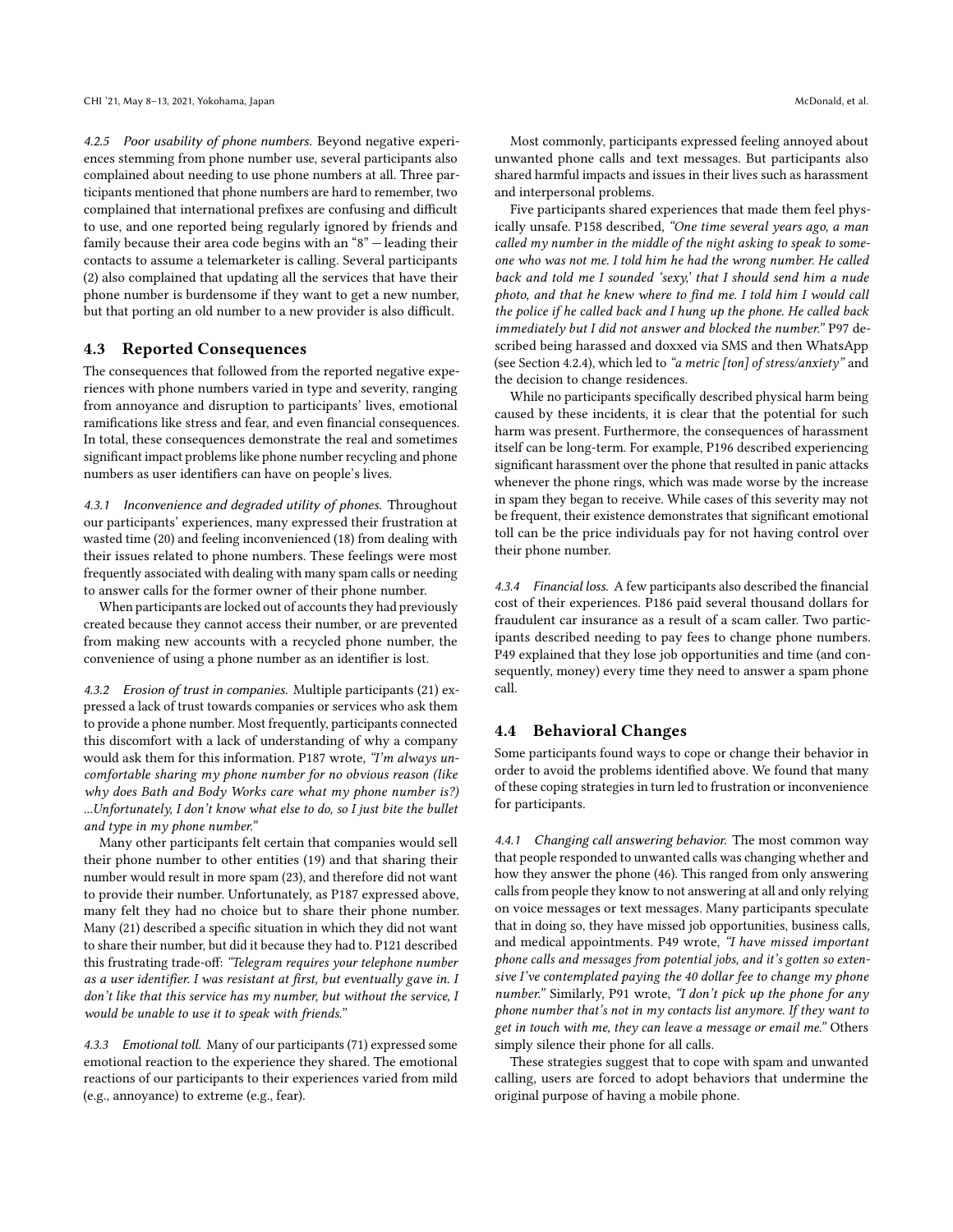#### 4.2.5 Poor usability of phone numbers.

Beyond negative experiences stemming from phone number use, several participants also complained about needing to use phone numbers at all. Three participants mentioned that phone numbers are hard to remember, two complained that international prefixes are confusing and difficult to use, and one reported being regularly ignored by friends and family because their area code begins with an "8"—leading their contacts to assume a telemarketer is calling. Several participants (2) also complained that updating all the services that have their phone number is burdensome if they want to get a new number, but that porting an old number to a new provider is also difficult.

### 4.3 Reported Consequences

The consequences that followed from the reported negative experiences with phone numbers varied in type and severity, ranging from annoyance and disruption to participants' lives, emotional ramifications like stress and fear, and even financial consequences. In total, these consequences demonstrate the real and sometimes significant impact problems like phone number recycling and phone numbers as user identifiers can have on people's lives.

#### 4.3.1 Inconvenience and degraded utility of phones.

Throughout our participants' experiences, many expressed their frustration at wasted time (20) and feeling inconvenienced (18) from dealing with their issues related to phone numbers. These feelings were most frequently associated with dealing with many spam calls or needing to answer calls for the former owner of their phone number.

When participants are locked out of accounts they had previously created because they cannot access their number, or are prevented from making new accounts with a recycled phone number, the convenience of using a phone number as an identifier is lost.

#### 4.3.2 Erosion of trust in companies.

Multiple participants (21) expressed a lack of trust towards companies or services who ask them to provide a phone number. Most frequently, participants connected this discomfort with a lack of understanding of why a company would ask them for this information. P187 wrote, *"I'm always uncomfortable sharing my phone number for no obvious reason (like why does Bath and Body Works care what my phone number is?) ...Unfortunately, I don't know what else to do, so I just bite the bullet and type in my phone number."*

Many other participants felt certain that companies would sell their phone number to other entities (19) and that sharing their number would result in more spam (23), and therefore did not want to provide their number. Unfortunately, as P187 expressed above, many felt they had no choice but to share their phone number. Many (21) described a specific situation in which they did not want to share their number, but did it because they had to. P121 described this frustrating trade-off: *"Telegram requires your telephone number as a user identifier. I was resistant at first, but eventually gave in. I don't like that this service has my number, but without the service, I would be unable to use it to speak with friends."*

#### 4.3.3 Emotional toll.

Many of our participants (71) expressed some emotional reaction to the experience they shared. The emotional reactions of our participants to their experiences varied from mild (e.g., annoyance) to extreme (e.g., fear).

Most commonly, participants expressed feeling annoyed about unwanted phone calls and text messages. But participants also shared harmful impacts and issues in their lives such as harassment and interpersonal problems.

Five participants shared experiences that made them feel physically unsafe. P158 described, *"One time several years ago, a man called my number in the middle of the night asking to speak to someone who was not me. I told him he had the wrong number. He called back and told me I sounded 'sexy,' that I should send him a nude photo, and that he knew where to find me. I told him I would call the police if he called back and I hung up the phone. He called back immediately but I did not answer and blocked the number."* P97 described being harassed and doxxed via SMS and then WhatsApp (see Section 4.2.4), which led to *"a metric [ton] of stress/anxiety"* and the decision to change residences.

While no participants specifically described physical harm being caused by these incidents, it is clear that the potential for such harm was present. Furthermore, the consequences of harassment itself can be long-term. For example, P196 described experiencing significant harassment over the phone that resulted in panic attacks whenever the phone rings, which was made worse by the increase in spam they began to receive. While cases of this severity may not be frequent, their existence demonstrates that significant emotional toll can be the price individuals pay for not having control over their phone number.

#### 4.3.4 Financial loss.

A few participants also described the financial cost of their experiences. P186 paid several thousand dollars for fraudulent car insurance as a result of a scam caller. Two participants described needing to pay fees to change phone numbers. P49 explained that they lose job opportunities and time (and consequently, money) every time they need to answer a spam phone call.

### 4.4 Behavioral Changes

Some participants found ways to cope or change their behavior in order to avoid the problems identified above. We found that many of these coping strategies in turn led to frustration or inconvenience for participants.

#### 4.4.1 Changing call answering behavior.

The most common way that people responded to unwanted calls was changing whether and how they answer the phone (46). This ranged from only answering calls from people they know to not answering at all and only relying on voice messages or text messages. Many participants speculate that in doing so, they have missed job opportunities, business calls, and medical appointments. P49 wrote, *"I have missed important phone calls and messages from potential jobs, and it's gotten so extensive I've contemplated paying the 40 dollar fee to change my phone number."* Similarly, P91 wrote, *"I don't pick up the phone for any phone number that's not in my contacts list anymore. If they want to get in touch with me, they can leave a message or email me."* Others simply silence their phone for all calls.

These strategies suggest that to cope with spam and unwanted calling, users are forced to adopt behaviors that undermine the original purpose of having a mobile phone.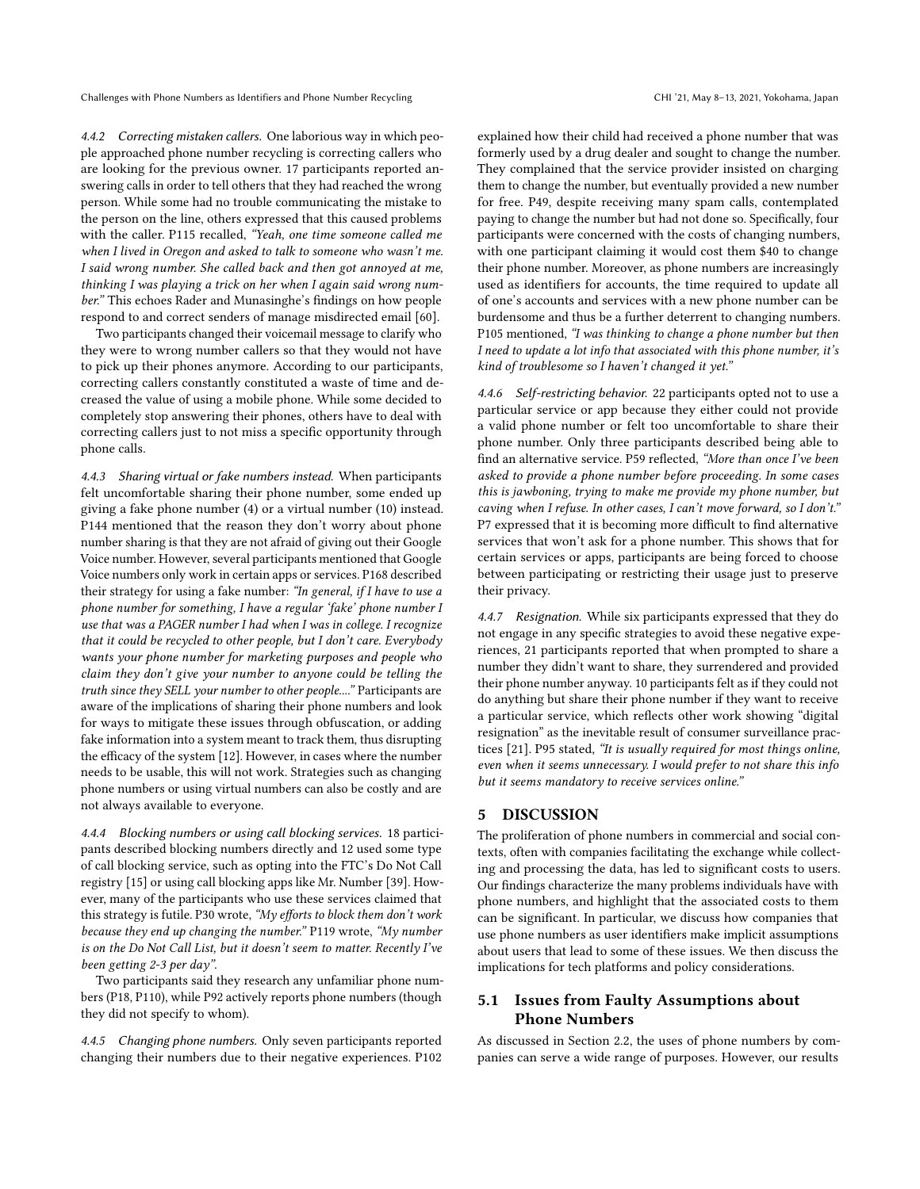#### 4.4.2 Correcting mistaken callers.

One laborious way in which people approached phone number recycling is correcting callers who are looking for the previous owner. 17 participants reported answering calls in order to tell others that they had reached the wrong person. While some had no trouble communicating the mistake to the person on the line, others expressed that this caused problems with the caller. P115 recalled, *"Yeah, one time someone called me when I lived in Oregon and asked to talk to someone who wasn't me. I said wrong number. She called back and then got annoyed at me, thinking I was playing a trick on her when I again said wrong number."* This echoes Rader and Munasinghe's findings on how people respond to and correct senders of manage misdirected email [60].

Two participants changed their voicemail message to clarify who they were to wrong number callers so that they would not have to pick up their phones anymore. According to our participants, correcting callers constantly constituted a waste of time and decreased the value of using a mobile phone. While some decided to completely stop answering their phones, others have to deal with correcting callers just to not miss a specific opportunity through phone calls.

#### 4.4.3 Sharing virtual or fake numbers instead.

When participants felt uncomfortable sharing their phone number, some ended up giving a fake phone number (4) or a virtual number (10) instead. P144 mentioned that the reason they don't worry about phone number sharing is that they are not afraid of giving out their Google Voice number. However, several participants mentioned that Google Voice numbers only work in certain apps or services. P168 described their strategy for using a fake number: *"In general, if I have to use a phone number for something, I have a regular 'fake' phone number I use that was a PAGER number I had when I was in college. I recognize that it could be recycled to other people, but I don't care. Everybody wants your phone number for marketing purposes and people who claim they don't give your number to anyone could be telling the truth since they SELL your number to other people...."* Participants are aware of the implications of sharing their phone numbers and look for ways to mitigate these issues through obfuscation, or adding fake information into a system meant to track them, thus disrupting the efficacy of the system [12]. However, in cases where the number needs to be usable, this will not work. Strategies such as changing phone numbers or using virtual numbers can also be costly and are not always available to everyone.

#### 4.4.4 Blocking numbers or using call blocking services.

18 participants described blocking numbers directly and 12 used some type of call blocking service, such as opting into the FTC's Do Not Call registry [15] or using call blocking apps like Mr. Number [39]. However, many of the participants who use these services claimed that this strategy is futile. P30 wrote, *"My efforts to block them don't work because they end up changing the number."* P119 wrote, *"My number is on the Do Not Call List, but it doesn't seem to matter. Recently I've been getting 2-3 per day"*.

Two participants said they research any unfamiliar phone numbers (P18, P110), while P92 actively reports phone numbers (though they did not specify to whom).

#### 4.4.5 Changing phone numbers.

Only seven participants reported changing their numbers due to their negative experiences. P102 explained how their child had received a phone number that was formerly used by a drug dealer and sought to change the number. They complained that the service provider insisted on charging them to change the number, but eventually provided a new number for free. P49, despite receiving many spam calls, contemplated paying to change the number but had not done so. Specifically, four participants were concerned with the costs of changing numbers, with one participant claiming it would cost them $40 to change their phone number. Moreover, as phone numbers are increasingly used as identifiers for accounts, the time required to update all of one's accounts and services with a new phone number can be burdensome and thus be a further deterrent to changing numbers. P105 mentioned, *"I was thinking to change a phone number but then I need to update a lot info that associated with this phone number, it's kind of troublesome so I haven't changed it yet."*

#### 4.4.6 Self-restricting behavior.

22 participants opted not to use a particular service or app because they either could not provide a valid phone number or felt too uncomfortable to share their phone number. Only three participants described being able to find an alternative service. P59 reflected, *"More than once I've been asked to provide a phone number before proceeding. In some cases this is jawboning, trying to make me provide my phone number, but caving when I refuse. In other cases, I can't move forward, so I don't."* P7 expressed that it is becoming more difficult to find alternative services that won't ask for a phone number. This shows that for certain services or apps, participants are being forced to choose between participating or restricting their usage just to preserve their privacy.

#### 4.4.7 Resignation.

While six participants expressed that they do not engage in any specific strategies to avoid these negative experiences, 21 participants reported that when prompted to share a number they didn't want to share, they surrendered and provided their phone number anyway. 10 participants felt as if they could not do anything but share their phone number if they want to receive a particular service, which reflects other work showing "digital resignation" as the inevitable result of consumer surveillance practices [21]. P95 stated, *"It is usually required for most things online, even when it seems unnecessary. I would prefer to not share this info but it seems mandatory to receive services online."*

## 5 DISCUSSION

The proliferation of phone numbers in commercial and social contexts, often with companies facilitating the exchange while collecting and processing the data, has led to significant costs to users. Our findings characterize the many problems individuals have with phone numbers, and highlight that the associated costs to them can be significant. In particular, we discuss how companies that use phone numbers as user identifiers make implicit assumptions about users that lead to some of these issues. We then discuss the implications for tech platforms and policy considerations.

### 5.1 Issues from Faulty Assumptions about Phone Numbers

As discussed in Section 2.2, the uses of phone numbers by companies can serve a wide range of purposes. However, our results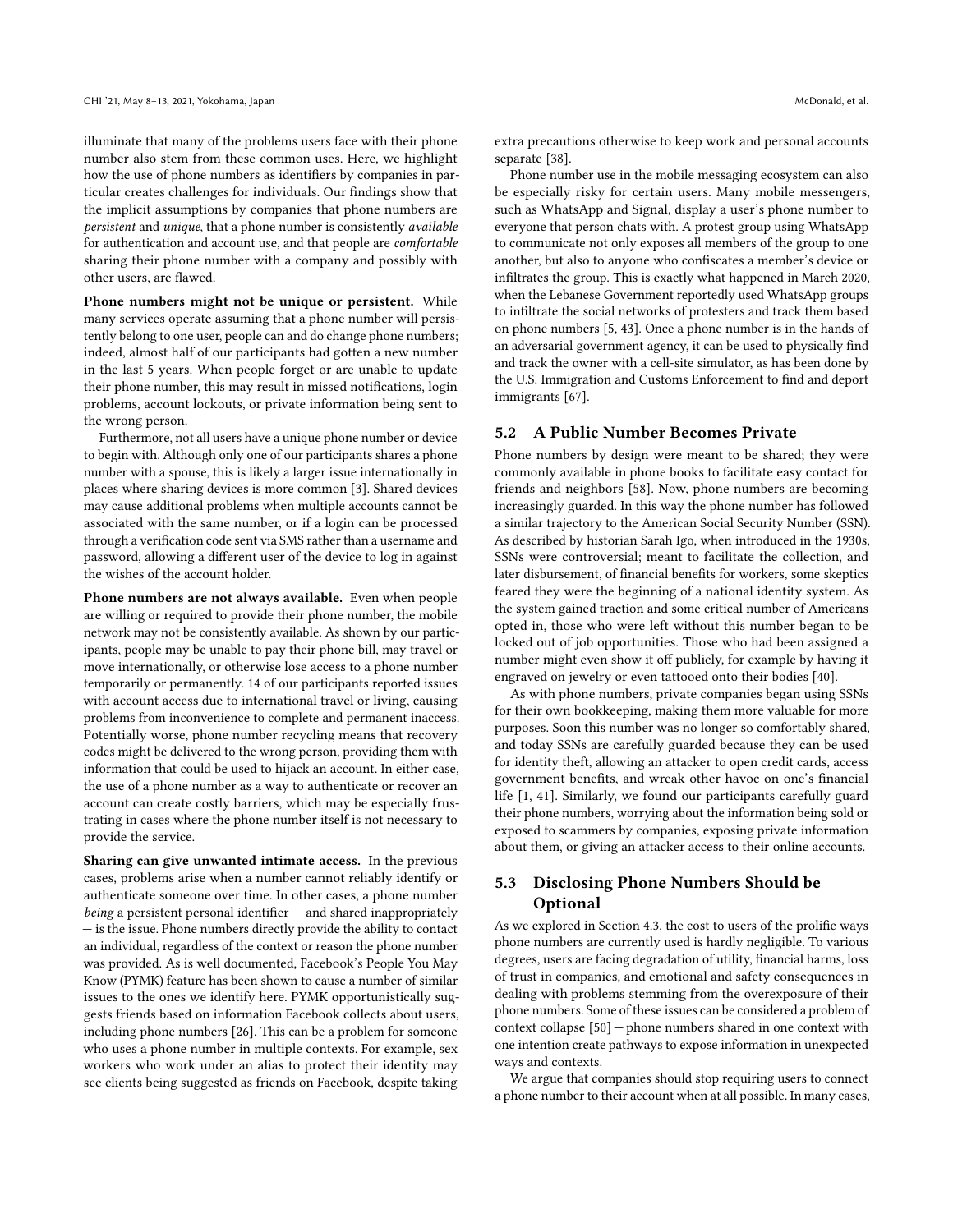illuminate that many of the problems users face with their phone number also stem from these common uses. Here, we highlight how the use of phone numbers as identifiers by companies in particular creates challenges for individuals. Our findings show that the implicit assumptions by companies that phone numbers are *persistent* and *unique*, that a phone number is consistently *available* for authentication and account use, and that people are *comfortable* sharing their phone number with a company and possibly with other users, are flawed.

**Phone numbers might not be unique or persistent.** While many services operate assuming that a phone number will persistently belong to one user, people can and do change phone numbers; indeed, almost half of our participants had gotten a new number in the last 5 years. When people forget or are unable to update their phone number, this may result in missed notifications, login problems, account lockouts, or private information being sent to the wrong person.

Furthermore, not all users have a unique phone number or device to begin with. Although only one of our participants shares a phone number with a spouse, this is likely a larger issue internationally in places where sharing devices is more common [3]. Shared devices may cause additional problems when multiple accounts cannot be associated with the same number, or if a login can be processed through a verification code sent via SMS rather than a username and password, allowing a different user of the device to log in against the wishes of the account holder.

**Phone numbers are not always available.** Even when people are willing or required to provide their phone number, the mobile network may not be consistently available. As shown by our participants, people may be unable to pay their phone bill, may travel or move internationally, or otherwise lose access to a phone number temporarily or permanently. 14 of our participants reported issues with account access due to international travel or living, causing problems from inconvenience to complete and permanent inaccess. Potentially worse, phone number recycling means that recovery codes might be delivered to the wrong person, providing them with information that could be used to hijack an account. In either case, the use of a phone number as a way to authenticate or recover an account can create costly barriers, which may be especially frustrating in cases where the phone number itself is not necessary to provide the service.

**Sharing can give unwanted intimate access.** In the previous cases, problems arise when a number cannot reliably identify or authenticate someone over time. In other cases, a phone number *being* a persistent personal identifier — and shared inappropriately — is the issue. Phone numbers directly provide the ability to contact an individual, regardless of the context or reason the phone number was provided. As is well documented, Facebook's People You May Know (PYMK) feature has been shown to cause a number of similar issues to the ones we identify here. PYMK opportunistically suggests friends based on information Facebook collects about users, including phone numbers [26]. This can be a problem for someone who uses a phone number in multiple contexts. For example, sex workers who work under an alias to protect their identity may see clients being suggested as friends on Facebook, despite taking extra precautions otherwise to keep work and personal accounts separate [38].

Phone number use in the mobile messaging ecosystem can also be especially risky for certain users. Many mobile messengers, such as WhatsApp and Signal, display a user's phone number to everyone that person chats with. A protest group using WhatsApp to communicate not only exposes all members of the group to one another, but also to anyone who confiscates a member's device or infiltrates the group. This is exactly what happened in March 2020, when the Lebanese Government reportedly used WhatsApp groups to infiltrate the social networks of protesters and track them based on phone numbers [5, 43]. Once a phone number is in the hands of an adversarial government agency, it can be used to physically find and track the owner with a cell-site simulator, as has been done by the U.S. Immigration and Customs Enforcement to find and deport immigrants [67].

## 5.2 A Public Number Becomes Private

Phone numbers by design were meant to be shared; they were commonly available in phone books to facilitate easy contact for friends and neighbors [58]. Now, phone numbers are becoming increasingly guarded. In this way the phone number has followed a similar trajectory to the American Social Security Number (SSN). As described by historian Sarah Igo, when introduced in the 1930s, SSNs were controversial; meant to facilitate the collection, and later disbursement, of financial benefits for workers, some skeptics feared they were the beginning of a national identity system. As the system gained traction and some critical number of Americans opted in, those who were left without this number began to be locked out of job opportunities. Those who had been assigned a number might even show it off publicly, for example by having it engraved on jewelry or even tattooed onto their bodies [40].

As with phone numbers, private companies began using SSNs for their own bookkeeping, making them more valuable for more purposes. Soon this number was no longer so comfortably shared, and today SSNs are carefully guarded because they can be used for identity theft, allowing an attacker to open credit cards, access government benefits, and wreak other havoc on one's financial life [1, 41]. Similarly, we found our participants carefully guard their phone numbers, worrying about the information being sold or exposed to scammers by companies, exposing private information about them, or giving an attacker access to their online accounts.

## 5.3 Disclosing Phone Numbers Should be Optional

As we explored in Section 4.3, the cost to users of the prolific ways phone numbers are currently used is hardly negligible. To various degrees, users are facing degradation of utility, financial harms, loss of trust in companies, and emotional and safety consequences in dealing with problems stemming from the overexposure of their phone numbers. Some of these issues can be considered a problem of context collapse [50] — phone numbers shared in one context with one intention create pathways to expose information in unexpected ways and contexts.

We argue that companies should stop requiring users to connect a phone number to their account when at all possible. In many cases,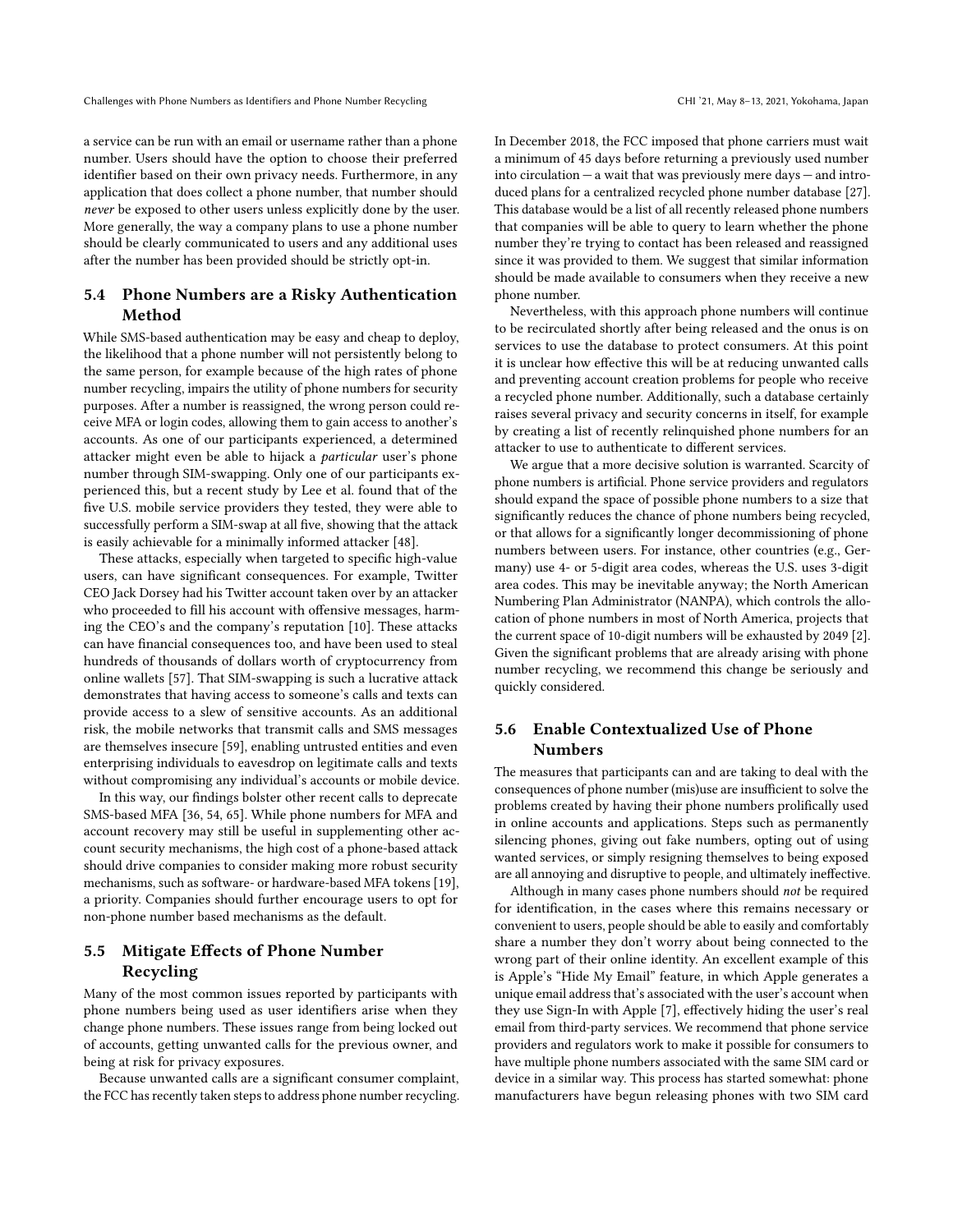a service can be run with an email or username rather than a phone number. Users should have the option to choose their preferred identifier based on their own privacy needs. Furthermore, in any application that does collect a phone number, that number should *never* be exposed to other users unless explicitly done by the user. More generally, the way a company plans to use a phone number should be clearly communicated to users and any additional uses after the number has been provided should be strictly opt-in.

### 5.4 Phone Numbers are a Risky Authentication Method

While SMS-based authentication may be easy and cheap to deploy, the likelihood that a phone number will not persistently belong to the same person, for example because of the high rates of phone number recycling, impairs the utility of phone numbers for security purposes. After a number is reassigned, the wrong person could receive MFA or login codes, allowing them to gain access to another's accounts. As one of our participants experienced, a determined attacker might even be able to hijack a *particular* user's phone number through SIM-swapping. Only one of our participants experienced this, but a recent study by Lee et al. found that of the five U.S. mobile service providers they tested, they were able to successfully perform a SIM-swap at all five, showing that the attack is easily achievable for a minimally informed attacker [48].

These attacks, especially when targeted to specific high-value users, can have significant consequences. For example, Twitter CEO Jack Dorsey had his Twitter account taken over by an attacker who proceeded to fill his account with offensive messages, harming the CEO's and the company's reputation [10]. These attacks can have financial consequences too, and have been used to steal hundreds of thousands of dollars worth of cryptocurrency from online wallets [57]. That SIM-swapping is such a lucrative attack demonstrates that having access to someone's calls and texts can provide access to a slew of sensitive accounts. As an additional risk, the mobile networks that transmit calls and SMS messages are themselves insecure [59], enabling untrusted entities and even enterprising individuals to eavesdrop on legitimate calls and texts without compromising any individual's accounts or mobile device.

In this way, our findings bolster other recent calls to deprecate SMS-based MFA [36, 54, 65]. While phone numbers for MFA and account recovery may still be useful in supplementing other account security mechanisms, the high cost of a phone-based attack should drive companies to consider making more robust security mechanisms, such as software- or hardware-based MFA tokens [19], a priority. Companies should further encourage users to opt for non-phone number based mechanisms as the default.

### 5.5 Mitigate Effects of Phone Number Recycling

Many of the most common issues reported by participants with phone numbers being used as user identifiers arise when they change phone numbers. These issues range from being locked out of accounts, getting unwanted calls for the previous owner, and being at risk for privacy exposures.

Because unwanted calls are a significant consumer complaint, the FCC has recently taken steps to address phone number recycling. In December 2018, the FCC imposed that phone carriers must wait a minimum of 45 days before returning a previously used number into circulation — a wait that was previously mere days — and introduced plans for a centralized recycled phone number database [27]. This database would be a list of all recently released phone numbers that companies will be able to query to learn whether the phone number they're trying to contact has been released and reassigned since it was provided to them. We suggest that similar information should be made available to consumers when they receive a new phone number.

Nevertheless, with this approach phone numbers will continue to be recirculated shortly after being released and the onus is on services to use the database to protect consumers. At this point it is unclear how effective this will be at reducing unwanted calls and preventing account creation problems for people who receive a recycled phone number. Additionally, such a database certainly raises several privacy and security concerns in itself, for example by creating a list of recently relinquished phone numbers for an attacker to use to authenticate to different services.

We argue that a more decisive solution is warranted. Scarcity of phone numbers is artificial. Phone service providers and regulators should expand the space of possible phone numbers to a size that significantly reduces the chance of phone numbers being recycled, or that allows for a significantly longer decommissioning of phone numbers between users. For instance, other countries (e.g., Germany) use 4- or 5-digit area codes, whereas the U.S. uses 3-digit area codes. This may be inevitable anyway; the North American Numbering Plan Administrator (NANPA), which controls the allocation of phone numbers in most of North America, projects that the current space of 10-digit numbers will be exhausted by 2049 [2]. Given the significant problems that are already arising with phone number recycling, we recommend this change be seriously and quickly considered.

### 5.6 Enable Contextualized Use of Phone Numbers

The measures that participants can and are taking to deal with the consequences of phone number (mis)use are insufficient to solve the problems created by having their phone numbers prolifically used in online accounts and applications. Steps such as permanently silencing phones, giving out fake numbers, opting out of using wanted services, or simply resigning themselves to being exposed are all annoying and disruptive to people, and ultimately ineffective.

Although in many cases phone numbers should *not* be required for identification, in the cases where this remains necessary or convenient to users, people should be able to easily and comfortably share a number they don't worry about being connected to the wrong part of their online identity. An excellent example of this is Apple's "Hide My Email" feature, in which Apple generates a unique email address that's associated with the user's account when they use Sign-In with Apple [7], effectively hiding the user's real email from third-party services. We recommend that phone service providers and regulators work to make it possible for consumers to have multiple phone numbers associated with the same SIM card or device in a similar way. This process has started somewhat: phone manufacturers have begun releasing phones with two SIM card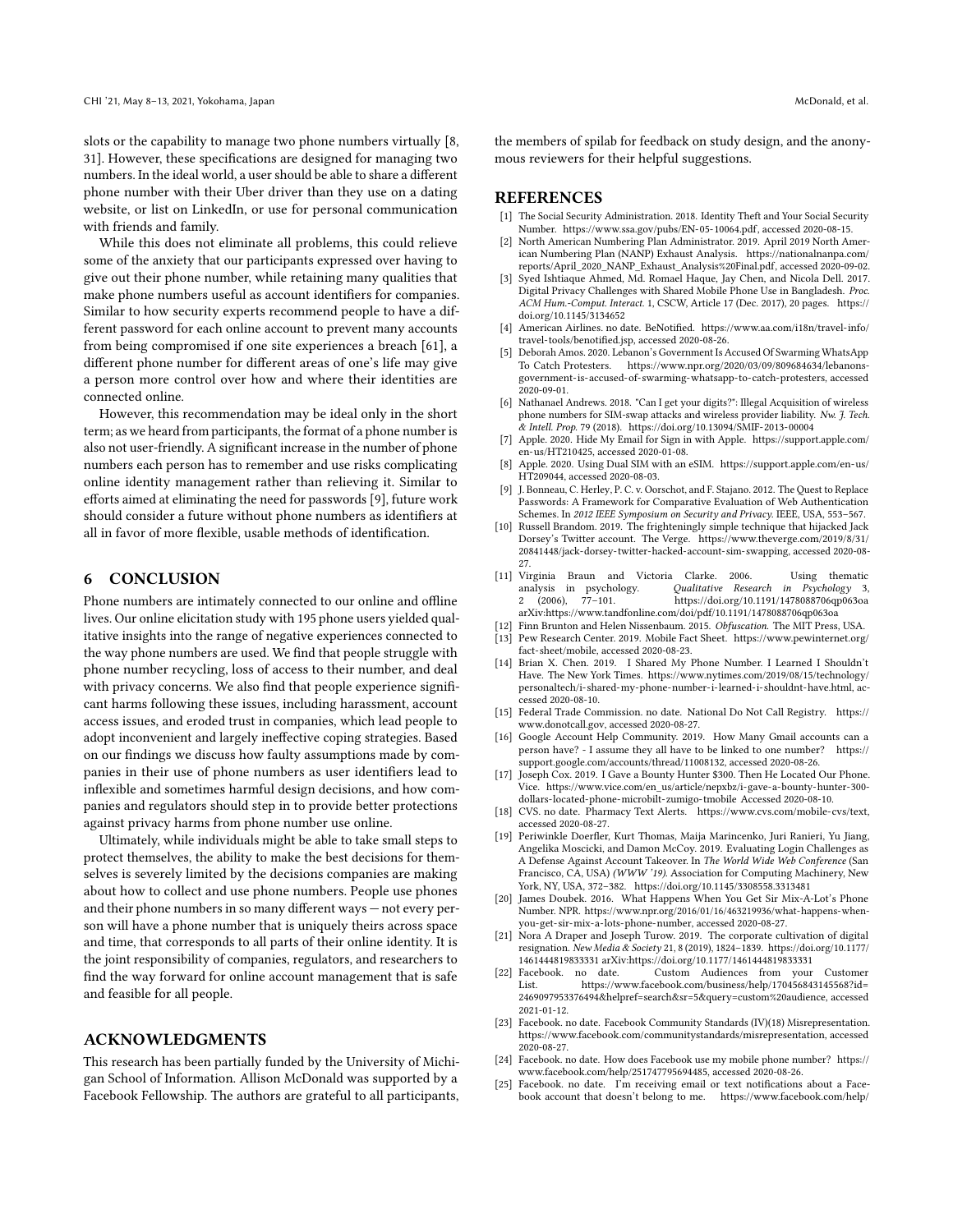slots or the capability to manage two phone numbers virtually [8, 31]. However, these specifications are designed for managing two numbers. In the ideal world, a user should be able to share a different phone number with their Uber driver than they use on a dating website, or list on LinkedIn, or use for personal communication with friends and family.

While this does not eliminate all problems, this could relieve some of the anxiety that our participants expressed over having to give out their phone number, while retaining many qualities that make phone numbers useful as account identifiers for companies. Similar to how security experts recommend people to have a different password for each online account to prevent many accounts from being compromised if one site experiences a breach [61], a different phone number for different areas of one's life may give a person more control over how and where their identities are connected online.

However, this recommendation may be ideal only in the short term; as we heard from participants, the format of a phone number is also not user-friendly. A significant increase in the number of phone numbers each person has to remember and use risks complicating online identity management rather than relieving it. Similar to efforts aimed at eliminating the need for passwords [9], future work should consider a future without phone numbers as identifiers at all in favor of more flexible, usable methods of identification.

## 6 CONCLUSION

Phone numbers are intimately connected to our online and offline lives. Our online elicitation study with 195 phone users yielded qualitative insights into the range of negative experiences connected to the way phone numbers are used. We find that people struggle with phone number recycling, loss of access to their number, and deal with privacy concerns. We also find that people experience significant harms following these issues, including harassment, account access issues, and eroded trust in companies, which lead people to adopt inconvenient and largely ineffective coping strategies. Based on our findings we discuss how faulty assumptions made by companies in their use of phone numbers as user identifiers lead to inflexible and sometimes harmful design decisions, and how companies and regulators should step in to provide better protections against privacy harms from phone number use online.

Ultimately, while individuals might be able to take small steps to protect themselves, the ability to make the best decisions for themselves is severely limited by the decisions companies are making about how to collect and use phone numbers. People use phones and their phone numbers in so many different ways — not every person will have a phone number that is uniquely theirs across space and time, that corresponds to all parts of their online identity. It is the joint responsibility of companies, regulators, and researchers to find the way forward for online account management that is safe and feasible for all people.

## ACKNOWLEDGMENTS

This research has been partially funded by the University of Michigan School of Information. Allison McDonald was supported by a Facebook Fellowship. The authors are grateful to all participants, the members of spilab for feedback on study design, and the anonymous reviewers for their helpful suggestions.

## REFERENCES

- [1] The Social Security Administration. 2018. Identity Theft and Your Social Security Number. https://www.ssa.gov/pubs/EN-05-10064.pdf, accessed 2020-08-15.
- [2] North American Numbering Plan Administrator. 2019. April 2019 North American Numbering Plan (NANP) Exhaust Analysis. https://nationalnanpa.com/reports/April_2020_NANP_Exhaust_Analysis%20Final.pdf, accessed 2020-09-02.
- [3] Syed Ishtiaque Ahmed, Md. Romael Haque, Jay Chen, and Nicola Dell. 2017. Digital Privacy Challenges with Shared Mobile Phone Use in Bangladesh. *Proc. ACM Hum.-Comput. Interact.* 1, CSCW, Article 17 (Dec. 2017), 20 pages. https://doi.org/10.1145/3134652
- [4] American Airlines. no date. BeNotified. https://www.aa.com/i18n/travel-info/travel-tools/benotified.jsp, accessed 2020-08-26.
- [5] Deborah Amos. 2020. Lebanon's Government Is Accused Of Swarming WhatsApp To Catch Protesters. https://www.npr.org/2020/03/09/809684634/lebanons-government-is-accused-of-swarming-whatsapp-to-catch-protesters, accessed 2020-09-01.
- [6] Nathanael Andrews. 2018. "Can I get your digits?": Illegal Acquisition of wireless phone numbers for SIM-swap attacks and wireless provider liability. *Nw. J. Tech. & Intell. Prop.* 79 (2018). https://doi.org/10.13094/SMIF-2013-00004
- [7] Apple. 2020. Hide My Email for Sign in with Apple. https://support.apple.com/en-us/HT210425, accessed 2020-01-08.
- [8] Apple. 2020. Using Dual SIM with an eSIM. https://support.apple.com/en-us/HT209044, accessed 2020-08-03.
- [9] J. Bonneau, C. Herley, P. C. v. Oorschot, and F. Stajano. 2012. The Quest to Replace Passwords: A Framework for Comparative Evaluation of Web Authentication Schemes. In *2012 IEEE Symposium on Security and Privacy*. IEEE, USA, 553–567.
- [10] Russell Brandom. 2019. The frighteningly simple technique that hijacked Jack Dorsey's Twitter account. The Verge. https://www.theverge.com/2019/8/31/20841448/jack-dorsey-twitter-hacked-account-sim-swapping, accessed 2020-08-27.
- [11] Virginia Braun and Victoria Clarke. 2006. Using thematic analysis in psychology. *Qualitative Research in Psychology* 3, 2 (2006), 77–101. https://doi.org/10.1191/1478088706qp063oa arXiv:https://www.tandfonline.com/doi/pdf/10.1191/1478088706qp063oa
- [12] Finn Brunton and Helen Nissenbaum. 2015. *Obfuscation*. The MIT Press, USA.
- [13] Pew Research Center. 2019. Mobile Fact Sheet. https://www.pewinternet.org/fact-sheet/mobile, accessed 2020-08-23.
- [14] Brian X. Chen. 2019. I Shared My Phone Number. I Learned I Shouldn't Have. The New York Times. https://www.nytimes.com/2019/08/15/technology/personaltech/i-shared-my-phone-number-i-learned-i-shouldnt-have.html, accessed 2020-08-10.
- [15] Federal Trade Commission. no date. National Do Not Call Registry. https://www.donotcall.gov, accessed 2020-08-27.
- [16] Google Account Help Community. 2019. How Many Gmail accounts can a person have? - I assume they all have to be linked to one number? https://support.google.com/accounts/thread/11008132, accessed 2020-08-26.
- [17] Joseph Cox. 2019. I Gave a Bounty Hunter $300. Then He Located Our Phone. Vice. https://www.vice.com/en_us/article/nepxbz/i-gave-a-bounty-hunter-300-dollars-located-phone-microbilt-zumigo-tmobile Accessed 2020-08-10.
- [18] CVS. no date. Pharmacy Text Alerts. https://www.cvs.com/mobile-cvs/text, accessed 2020-08-27.
- [19] Periwinkle Doerfler, Kurt Thomas, Maija Marincenko, Juri Ranieri, Yu Jiang, Angelika Moscicki, and Damon McCoy. 2019. Evaluating Login Challenges as A Defense Against Account Takeover. In *The World Wide Web Conference* (San Francisco, CA, USA) *(WWW '19)*. Association for Computing Machinery, New York, NY, USA, 372–382. https://doi.org/10.1145/3308558.3313481
- [20] James Doubek. 2016. What Happens When You Get Sir Mix-A-Lot's Phone Number. NPR. https://www.npr.org/2016/01/16/463219936/what-happens-when-you-get-sir-mix-a-lots-phone-number, accessed 2020-08-27.
- [21] Nora A Draper and Joseph Turow. 2019. The corporate cultivation of digital resignation. *New Media & Society* 21, 8 (2019), 1824–1839. https://doi.org/10.1177/1461444819833331 arXiv:https://doi.org/10.1177/1461444819833331
- [22] Facebook. no date. Custom Audiences from your Customer List. https://www.facebook.com/business/help/170456843145568?id=2469097953376494&helpref=search&sr=5&query=custom%20audience, accessed 2021-01-12.
- [23] Facebook. no date. Facebook Community Standards (IV)(18) Misrepresentation. https://www.facebook.com/communitystandards/misrepresentation, accessed 2020-08-27.
- [24] Facebook. no date. How does Facebook use my mobile phone number? https://www.facebook.com/help/251747795694485, accessed 2020-08-26.
- [25] Facebook. no date. I'm receiving email or text notifications about a Facebook account that doesn't belong to me. https://www.facebook.com/help/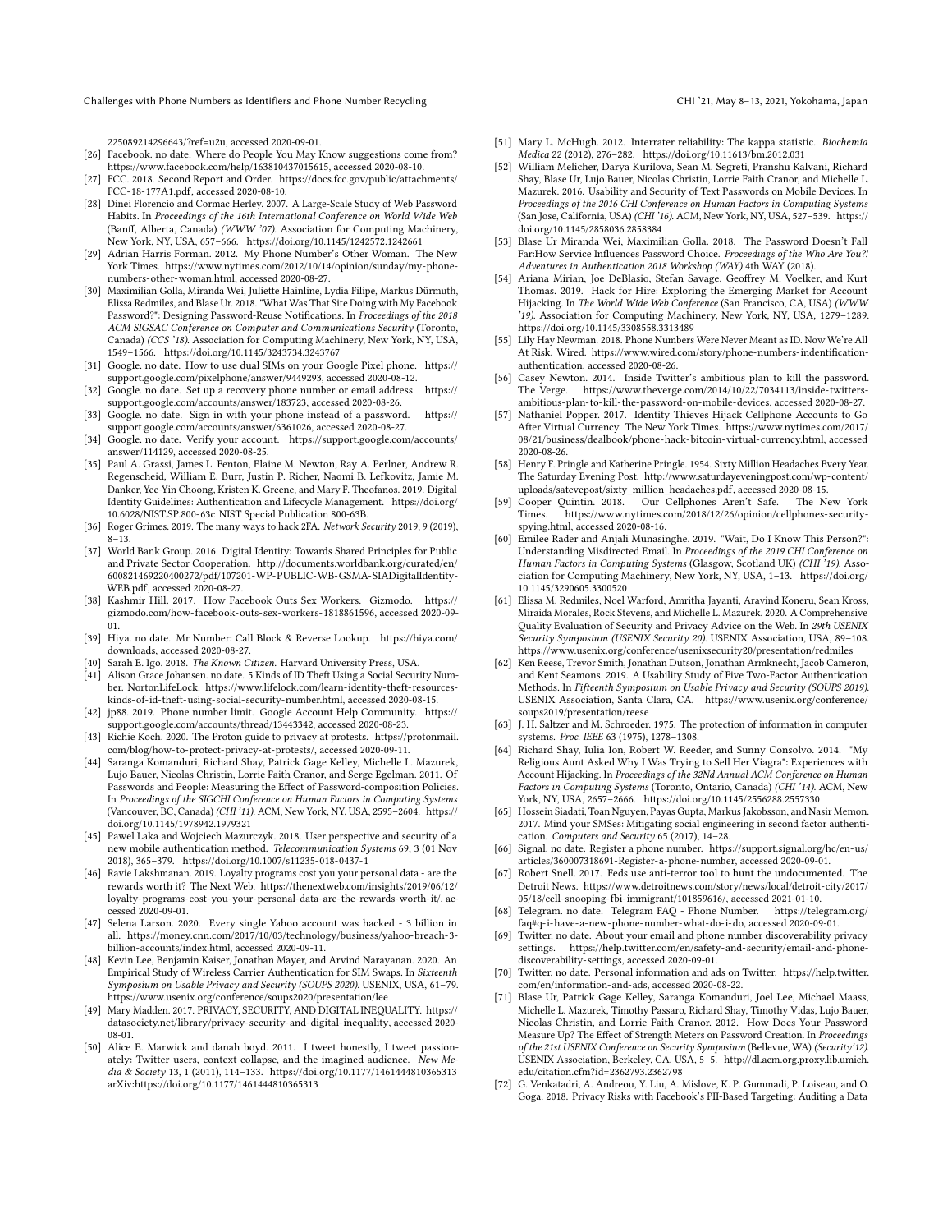225089214296643/?ref=u2u, accessed 2020-09-01.

- [26] Facebook. no date. Where do People You May Know suggestions come from? https://www.facebook.com/help/163810437015615, accessed 2020-08-10.
- [27] FCC. 2018. Second Report and Order. https://docs.fcc.gov/public/attachments/FCC-18-177A1.pdf, accessed 2020-08-10.
- [28] Dinei Florencio and Cormac Herley. 2007. A Large-Scale Study of Web Password Habits. In *Proceedings of the 16th International Conference on World Wide Web* (Banff, Alberta, Canada) *(WWW '07)*. Association for Computing Machinery, New York, NY, USA, 657–666. https://doi.org/10.1145/1242572.1242661
- [29] Adrian Harris Forman. 2012. My Phone Number's Other Woman. The New York Times. https://www.nytimes.com/2012/10/14/opinion/sunday/my-phone-numbers-other-woman.html, accessed 2020-08-27.
- [30] Maximilian Golla, Miranda Wei, Juliette Hainline, Lydia Filipe, Markus Dürmuth, Elissa Redmiles, and Blase Ur. 2018. "What Was That Site Doing with My Facebook Password?": Designing Password-Reuse Notifications. In *Proceedings of the 2018 ACM SIGSAC Conference on Computer and Communications Security* (Toronto, Canada) *(CCS '18)*. Association for Computing Machinery, New York, NY, USA, 1549–1566. https://doi.org/10.1145/3243734.3243767
- [31] Google. no date. How to use dual SIMs on your Google Pixel phone. https://support.google.com/pixelphone/answer/9449293, accessed 2020-08-12.
- [32] Google. no date. Set up a recovery phone number or email address. https://support.google.com/accounts/answer/183723, accessed 2020-08-26.
- [33] Google. no date. Sign in with your phone instead of a password. https://support.google.com/accounts/answer/6361026, accessed 2020-08-27.
- [34] Google. no date. Verify your account. https://support.google.com/accounts/answer/114129, accessed 2020-08-25.
- [35] Paul A. Grassi, James L. Fenton, Elaine M. Newton, Ray A. Perlner, Andrew R. Regenscheid, William E. Burr, Justin P. Richer, Naomi B. Lefkovitz, Jamie M. Danker, Yee-Yin Choong, Kristen K. Greene, and Mary F. Theofanos. 2019. Digital Identity Guidelines: Authentication and Lifecycle Management. https://doi.org/10.6028/NIST.SP.800-63c NIST Special Publication 800-63B.
- [36] Roger Grimes. 2019. The many ways to hack 2FA. *Network Security* 2019, 9 (2019), 8–13.
- [37] World Bank Group. 2016. Digital Identity: Towards Shared Principles for Public and Private Sector Cooperation. http://documents.worldbank.org/curated/en/600821469220400272/pdf/107201-WP-PUBLIC-WB-GSMA-SIADigitalIdentity-WEB.pdf, accessed 2020-08-27.
- [38] Kashmir Hill. 2017. How Facebook Outs Sex Workers. Gizmodo. https://gizmodo.com/how-facebook-outs-sex-workers-1818861596, accessed 2020-09-01.
- [39] Hiya. no date. Mr Number: Call Block & Reverse Lookup. https://hiya.com/downloads, accessed 2020-08-27.
- [40] Sarah E. Igo. 2018. *The Known Citizen*. Harvard University Press, USA.
- [41] Alison Grace Johansen. no date. 5 Kinds of ID Theft Using a Social Security Number. NortonLifeLock. https://www.lifelock.com/learn-identity-theft-resources-kinds-of-id-theft-using-social-security-number.html, accessed 2020-08-15.
- [42] jp88. 2019. Phone number limit. Google Account Help Community. https://support.google.com/accounts/thread/13443342, accessed 2020-08-23.
- [43] Richie Koch. 2020. The Proton guide to privacy at protests. https://protonmail.com/blog/how-to-protect-privacy-at-protests/, accessed 2020-09-11.
- [44] Saranga Komanduri, Richard Shay, Patrick Gage Kelley, Michelle L. Mazurek, Lujo Bauer, Nicolas Christin, Lorrie Faith Cranor, and Serge Egelman. 2011. Of Passwords and People: Measuring the Effect of Password-composition Policies. In *Proceedings of the SIGCHI Conference on Human Factors in Computing Systems* (Vancouver, BC, Canada) *(CHI '11)*. ACM, New York, NY, USA, 2595–2604. https://doi.org/10.1145/1978942.1979321
- [45] Pawel Laka and Wojciech Mazurczyk. 2018. User perspective and security of a new mobile authentication method. *Telecommunication Systems* 69, 3 (01 Nov 2018), 365–379. https://doi.org/10.1007/s11235-018-0437-1
- [46] Ravie Lakshmanan. 2019. Loyalty programs cost you your personal data - are the rewards worth it? The Next Web. https://thenextweb.com/insights/2019/06/12/loyalty-programs-cost-you-your-personal-data-are-the-rewards-worth-it/, accessed 2020-09-01.
- [47] Selena Larson. 2020. Every single Yahoo account was hacked - 3 billion in all. https://money.cnn.com/2017/10/03/technology/business/yahoo-breach-3-billion-accounts/index.html, accessed 2020-09-11.
- [48] Kevin Lee, Benjamin Kaiser, Jonathan Mayer, and Arvind Narayanan. 2020. An Empirical Study of Wireless Carrier Authentication for SIM Swaps. In *Sixteenth Symposium on Usable Privacy and Security (SOUPS 2020)*. USENIX, USA, 61–79. https://www.usenix.org/conference/soups2020/presentation/lee
- [49] Mary Madden. 2017. PRIVACY, SECURITY, AND DIGITAL INEQUALITY. https://datasociety.net/library/privacy-security-and-digital-inequality, accessed 2020-08-01.
- [50] Alice E. Marwick and danah boyd. 2011. I tweet honestly, I tweet passionately: Twitter users, context collapse, and the imagined audience. *New Media & Society* 13, 1 (2011), 114–133. https://doi.org/10.1177/1461444810365313 arXiv:https://doi.org/10.1177/1461444810365313
- [51] Mary L. McHugh. 2012. Interrater reliability: The kappa statistic. *Biochemia Medica* 22 (2012), 276–282. https://doi.org/10.11613/bm.2012.031
- [52] William Melicher, Darya Kurilova, Sean M. Segreti, Pranshu Kalvani, Richard Shay, Blase Ur, Lujo Bauer, Nicolas Christin, Lorrie Faith Cranor, and Michelle L. Mazurek. 2016. Usability and Security of Text Passwords on Mobile Devices. In *Proceedings of the 2016 CHI Conference on Human Factors in Computing Systems* (San Jose, California, USA) *(CHI '16)*. ACM, New York, NY, USA, 527–539. https://doi.org/10.1145/2858036.2858384
- [53] Blase Ur Miranda Wei, Maximilian Golla. 2018. The Password Doesn't Fall Far:How Service Influences Password Choice. *Proceedings of the Who Are You?! Adventures in Authentication 2018 Workshop (WAY)* 4th WAY (2018).
- [54] Ariana Mirian, Joe DeBlasio, Stefan Savage, Geoffrey M. Voelker, and Kurt Thomas. 2019. Hack for Hire: Exploring the Emerging Market for Account Hijacking. In *The World Wide Web Conference* (San Francisco, CA, USA) *(WWW '19)*. Association for Computing Machinery, New York, NY, USA, 1279–1289. https://doi.org/10.1145/3308558.3313489
- [55] Lily Hay Newman. 2018. Phone Numbers Were Never Meant as ID. Now We're All At Risk. Wired. https://www.wired.com/story/phone-numbers-indentification-authentication, accessed 2020-08-26.
- [56] Casey Newton. 2014. Inside Twitter's ambitious plan to kill the password. The Verge. https://www.theverge.com/2014/10/22/7034113/inside-twitters-ambitious-plan-to-kill-the-password-on-mobile-devices, accessed 2020-08-27.
- [57] Nathaniel Popper. 2017. Identity Thieves Hijack Cellphone Accounts to Go After Virtual Currency. The New York Times. https://www.nytimes.com/2017/08/21/business/dealbook/phone-hack-bitcoin-virtual-currency.html, accessed 2020-08-26.
- [58] Henry F. Pringle and Katherine Pringle. 1954. Sixty Million Headaches Every Year. The Saturday Evening Post. http://www.saturdayeveningpost.com/wp-content/uploads/satevepost/sixty_million_headaches.pdf, accessed 2020-08-15.
- [59] Cooper Quintin. 2018. Our Cellphones Aren't Safe. The New York Times. https://www.nytimes.com/2018/12/26/opinion/cellphones-security-spying.html, accessed 2020-08-16.
- [60] Emilee Rader and Anjali Munasinghe. 2019. "Wait, Do I Know This Person?": Understanding Misdirected Email. In *Proceedings of the 2019 CHI Conference on Human Factors in Computing Systems* (Glasgow, Scotland UK) *(CHI '19)*. Association for Computing Machinery, New York, NY, USA, 1–13. https://doi.org/10.1145/3290605.3300520
- [61] Elissa M. Redmiles, Noel Warford, Amritha Jayanti, Aravind Koneru, Sean Kross, Miraida Morales, Rock Stevens, and Michelle L. Mazurek. 2020. A Comprehensive Quality Evaluation of Security and Privacy Advice on the Web. In *29th USENIX Security Symposium (USENIX Security 20)*. USENIX Association, USA, 89–108. https://www.usenix.org/conference/usenixsecurity20/presentation/redmiles
- [62] Ken Reese, Trevor Smith, Jonathan Dutson, Jonathan Armknecht, Jacob Cameron, and Kent Seamons. 2019. A Usability Study of Five Two-Factor Authentication Methods. In *Fifteenth Symposium on Usable Privacy and Security (SOUPS 2019)*. USENIX Association, Santa Clara, CA. https://www.usenix.org/conference/soups2019/presentation/reese
- [63] J. H. Saltzer and M. Schroeder. 1975. The protection of information in computer systems. *Proc. IEEE* 63 (1975), 1278–1308.
- [64] Richard Shay, Iulia Ion, Robert W. Reeder, and Sunny Consolvo. 2014. "My Religious Aunt Asked Why I Was Trying to Sell Her Viagra": Experiences with Account Hijacking. In *Proceedings of the 32Nd Annual ACM Conference on Human Factors in Computing Systems* (Toronto, Ontario, Canada) *(CHI '14)*. ACM, New York, NY, USA, 2657–2666. https://doi.org/10.1145/2556288.2557330
- [65] Hossein Siadati, Toan Nguyen, Payas Gupta, Markus Jakobsson, and Nasir Memon. 2017. Mind your SMSes: Mitigating social engineering in second factor authentication. *Computers and Security* 65 (2017), 14–28.
- [66] Signal. no date. Register a phone number. https://support.signal.org/hc/en-us/articles/360007318691-Register-a-phone-number, accessed 2020-09-01.
- [67] Robert Snell. 2017. Feds use anti-terror tool to hunt the undocumented. The Detroit News. https://www.detroitnews.com/story/news/local/detroit-city/2017/05/18/cell-snooping-fbi-immigrant/101859616/, accessed 2021-01-10.
- [68] Telegram. no date. Telegram FAQ - Phone Number. https://telegram.org/faq#q-i-have-a-new-phone-number-what-do-i-do, accessed 2020-09-01.
- [69] Twitter. no date. About your email and phone number discoverability privacy settings. https://help.twitter.com/en/safety-and-security/email-and-phone-discoverability-settings, accessed 2020-09-01.
- [70] Twitter. no date. Personal information and ads on Twitter. https://help.twitter.com/en/information-and-ads, accessed 2020-08-22.
- [71] Blase Ur, Patrick Gage Kelley, Saranga Komanduri, Joel Lee, Michael Maass, Michelle L. Mazurek, Timothy Passaro, Richard Shay, Timothy Vidas, Lujo Bauer, Nicolas Christin, and Lorrie Faith Cranor. 2012. How Does Your Password Measure Up? The Effect of Strength Meters on Password Creation. In *Proceedings of the 21st USENIX Conference on Security Symposium* (Bellevue, WA) *(Security'12)*. USENIX Association, Berkeley, CA, USA, 5–5. http://dl.acm.org.proxy.lib.umich.edu/citation.cfm?id=2362793.2362798
- [72] G. Venkatadri, A. Andreou, Y. Liu, A. Mislove, K. P. Gummadi, P. Loiseau, and O. Goga. 2018. Privacy Risks with Facebook's PII-Based Targeting: Auditing a Data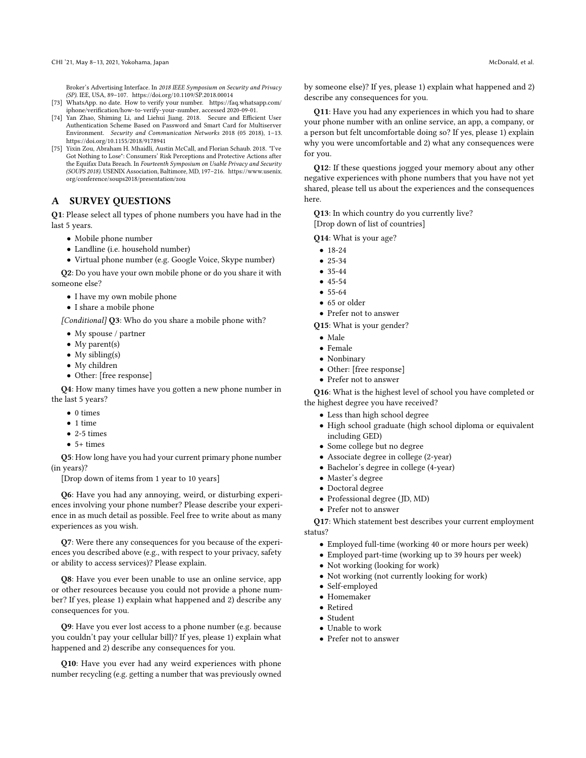Broker's Advertising Interface. In *2018 IEEE Symposium on Security and Privacy (SP)*. IEE, USA, 89–107. https://doi.org/10.1109/SP.2018.00014

[73] WhatsApp. no date. How to verify your number. https://faq.whatsapp.com/iphone/verification/how-to-verify-your-number, accessed 2020-09-01.

[74] Yan Zhao, Shiming Li, and Liehui Jiang. 2018. Secure and Efficient User Authentication Scheme Based on Password and Smart Card for Multiserver Environment. *Security and Communication Networks* 2018 (05 2018), 1–13. https://doi.org/10.1155/2018/9178941

[75] Yixin Zou, Abraham H. Mhaidli, Austin McCall, and Florian Schaub. 2018. "I've Got Nothing to Lose": Consumers' Risk Perceptions and Protective Actions after the Equifax Data Breach. In *Fourteenth Symposium on Usable Privacy and Security (SOUPS 2018)*. USENIX Association, Baltimore, MD, 197–216. https://www.usenix.org/conference/soups2018/presentation/zou

## A SURVEY QUESTIONS

**Q1**: Please select all types of phone numbers you have had in the last 5 years.

- Mobile phone number
- Landline (i.e. household number)
- Virtual phone number (e.g. Google Voice, Skype number)

**Q2**: Do you have your own mobile phone or do you share it with someone else?

- I have my own mobile phone
- I share a mobile phone

*[Conditional]* **Q3**: Who do you share a mobile phone with?

- My spouse / partner
- My parent(s)
- My sibling(s)
- My children
- Other: [free response]

**Q4**: How many times have you gotten a new phone number in the last 5 years?

- 0 times
- 1 time
- 2-5 times
- 5+ times

**Q5**: How long have you had your current primary phone number (in years)?

[Drop down of items from 1 year to 10 years]

**Q6**: Have you had any annoying, weird, or disturbing experiences involving your phone number? Please describe your experience in as much detail as possible. Feel free to write about as many experiences as you wish.

**Q7**: Were there any consequences for you because of the experiences you described above (e.g., with respect to your privacy, safety or ability to access services)? Please explain.

**Q8**: Have you ever been unable to use an online service, app or other resources because you could not provide a phone number? If yes, please 1) explain what happened and 2) describe any consequences for you.

**Q9**: Have you ever lost access to a phone number (e.g. because you couldn't pay your cellular bill)? If yes, please 1) explain what happened and 2) describe any consequences for you.

**Q10**: Have you ever had any weird experiences with phone number recycling (e.g. getting a number that was previously owned by someone else)? If yes, please 1) explain what happened and 2) describe any consequences for you.

**Q11**: Have you had any experiences in which you had to share your phone number with an online service, an app, a company, or a person but felt uncomfortable doing so? If yes, please 1) explain why you were uncomfortable and 2) what any consequences were for you.

**Q12**: If these questions jogged your memory about any other negative experiences with phone numbers that you have not yet shared, please tell us about the experiences and the consequences here.

**Q13**: In which country do you currently live?
[Drop down of list of countries]

**Q14**: What is your age?

- 18-24
- 25-34
- 35-44
- 45-54
- 55-64
- 65 or older
- Prefer not to answer

**Q15**: What is your gender?

- Male
- Female
- Nonbinary
- Other: [free response]
- Prefer not to answer

**Q16**: What is the highest level of school you have completed or the highest degree you have received?

- Less than high school degree
- High school graduate (high school diploma or equivalent including GED)
- Some college but no degree
- Associate degree in college (2-year)
- Bachelor's degree in college (4-year)
- Master's degree
- Doctoral degree
- Professional degree (JD, MD)
- Prefer not to answer

**Q17**: Which statement best describes your current employment status?

- Employed full-time (working 40 or more hours per week)
- Employed part-time (working up to 39 hours per week)
- Not working (looking for work)
- Not working (not currently looking for work)
- Self-employed
- Homemaker
- Retired
- Student
- Unable to work
- Prefer not to answer